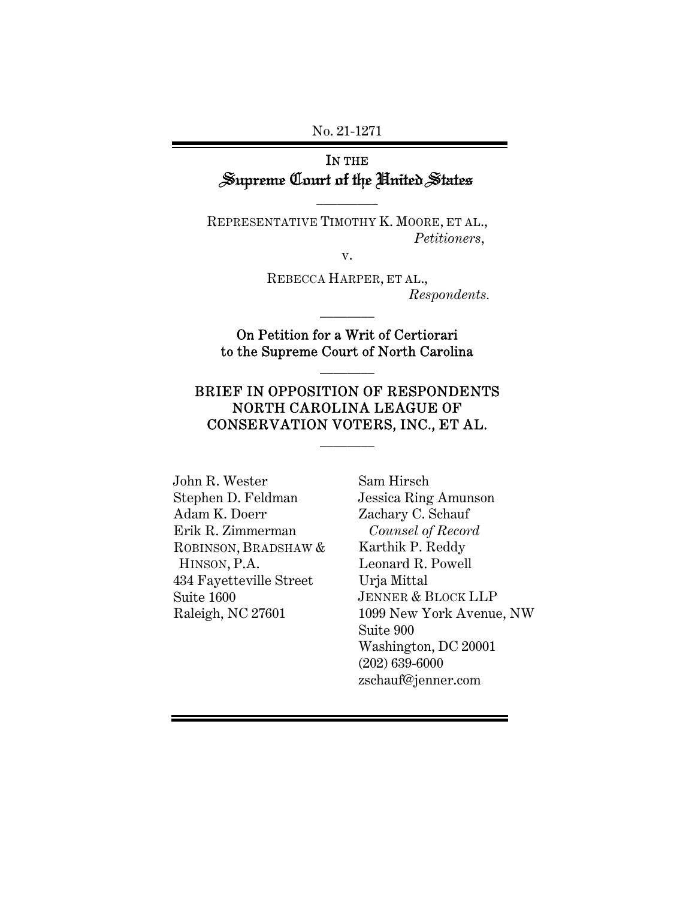No. 21-1271

IN THE
# Supreme Court of the United States

---

REPRESENTATIVE TIMOTHY K. MOORE, ET AL.,
*Petitioners*,

v.

REBECCA HARPER, ET AL.,
*Respondents.*

---

**On Petition for a Writ of Certiorari to the Supreme Court of North Carolina**

---

## BRIEF IN OPPOSITION OF RESPONDENTS NORTH CAROLINA LEAGUE OF CONSERVATION VOTERS, INC., ET AL.

---

John R. Wester
Stephen D. Feldman
Adam K. Doerr
Erik R. Zimmerman
ROBINSON, BRADSHAW & HINSON, P.A.
434 Fayetteville Street
Suite 1600
Raleigh, NC 27601

Sam Hirsch
Jessica Ring Amunson
Zachary C. Schauf
*Counsel of Record*
Karthik P. Reddy
Leonard R. Powell
Urja Mittal
JENNER & BLOCK LLP
1099 New York Avenue, NW
Suite 900
Washington, DC 20001
(202) 639-6000
zschauf@jenner.com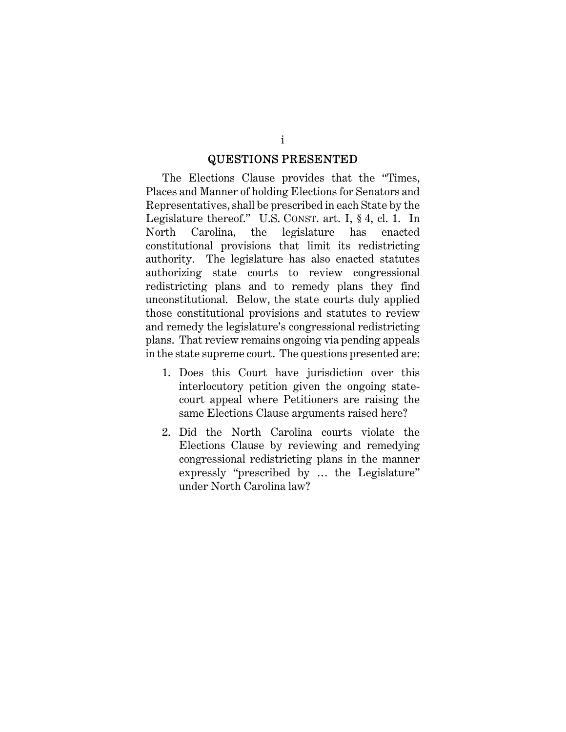# QUESTIONS PRESENTED

The Elections Clause provides that the "Times, Places and Manner of holding Elections for Senators and Representatives, shall be prescribed in each State by the Legislature thereof." U.S. CONST. art. I, § 4, cl. 1. In North Carolina, the legislature has enacted constitutional provisions that limit its redistricting authority. The legislature has also enacted statutes authorizing state courts to review congressional redistricting plans and to remedy plans they find unconstitutional. Below, the state courts duly applied those constitutional provisions and statutes to review and remedy the legislature's congressional redistricting plans. That review remains ongoing via pending appeals in the state supreme court. The questions presented are:

1. Does this Court have jurisdiction over this interlocutory petition given the ongoing state-court appeal where Petitioners are raising the same Elections Clause arguments raised here?
2. Did the North Carolina courts violate the Elections Clause by reviewing and remedying congressional redistricting plans in the manner expressly "prescribed by … the Legislature" under North Carolina law?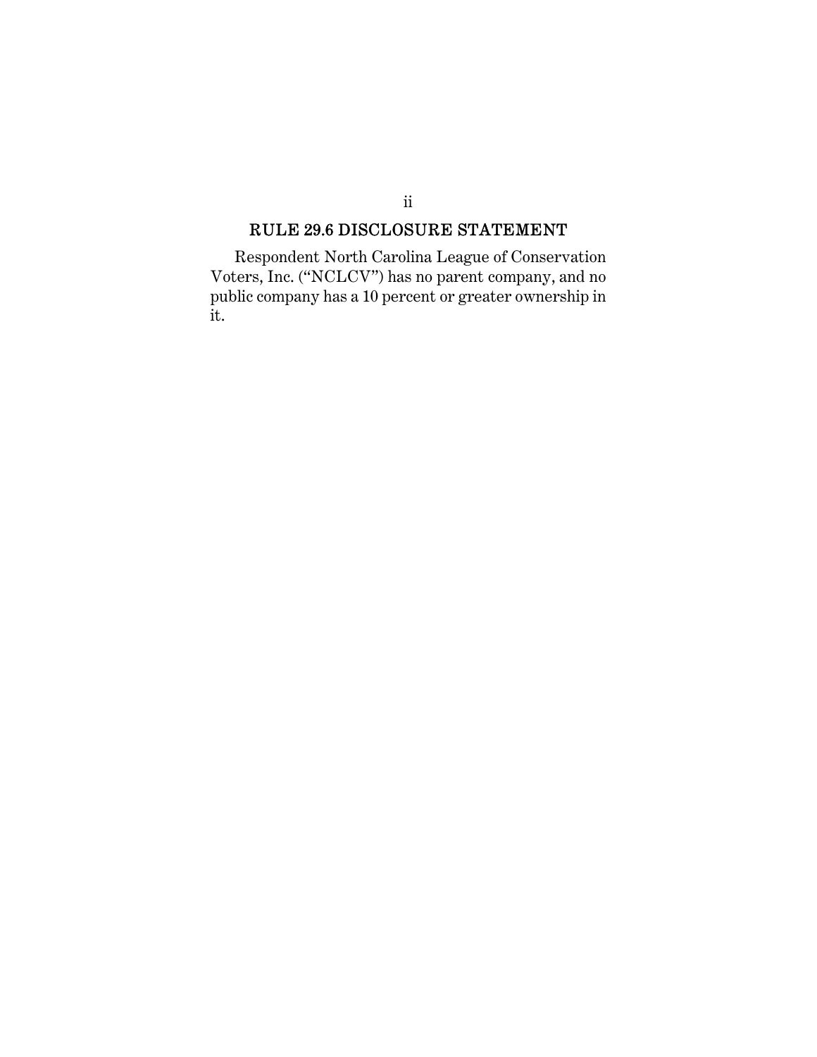## RULE 29.6 DISCLOSURE STATEMENT

Respondent North Carolina League of Conservation Voters, Inc. ("NCLCV") has no parent company, and no public company has a 10 percent or greater ownership in it.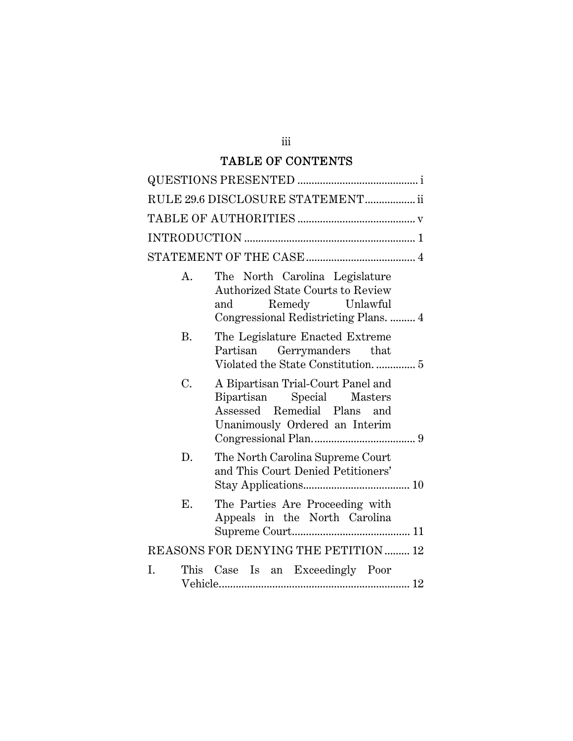## TABLE OF CONTENTS

QUESTIONS PRESENTED ........................................... i

RULE 29.6 DISCLOSURE STATEMENT.................. ii

TABLE OF AUTHORITIES .......................................... v

INTRODUCTION ............................................................ 1

STATEMENT OF THE CASE....................................... 4

- A. The North Carolina Legislature Authorized State Courts to Review and Remedy Unlawful Congressional Redistricting Plans. ......... 4
- B. The Legislature Enacted Extreme Partisan Gerrymanders that Violated the State Constitution. .............. 5
- C. A Bipartisan Trial-Court Panel and Bipartisan Special Masters Assessed Remedial Plans and Unanimously Ordered an Interim Congressional Plan.................................... 9
- D. The North Carolina Supreme Court and This Court Denied Petitioners' Stay Applications...................................... 10
- E. The Parties Are Proceeding with Appeals in the North Carolina Supreme Court.......................................... 11

REASONS FOR DENYING THE PETITION ......... 12

I. This Case Is an Exceedingly Poor Vehicle.................................................................... 12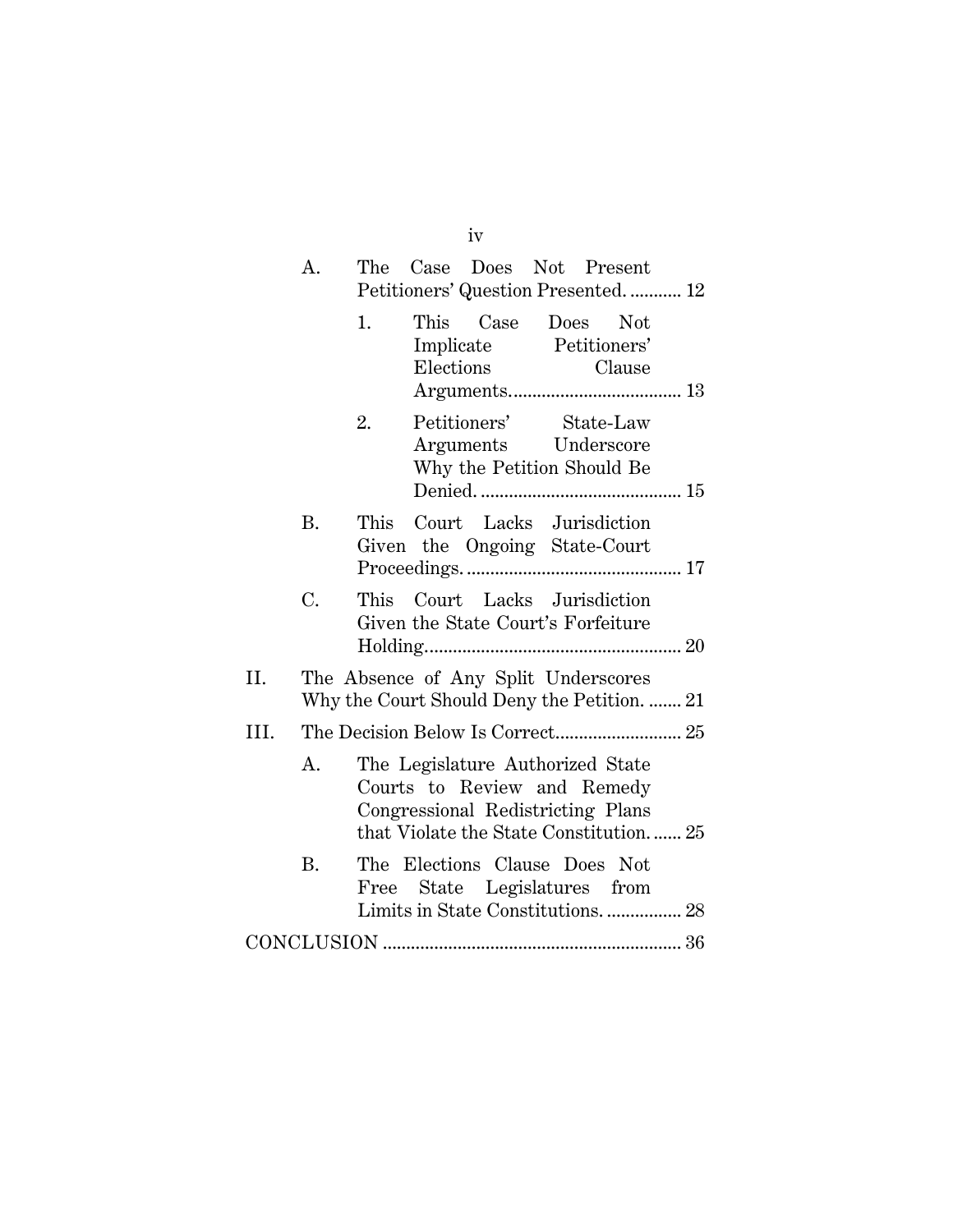- A. The Case Does Not Present Petitioners' Question Presented. ........... 12
  - 1. This Case Does Not Implicate Petitioners' Elections Clause Arguments. .................................... 13
  - 2. Petitioners' State-Law Arguments Underscore Why the Petition Should Be Denied. ........................................... 15
- B. This Court Lacks Jurisdiction Given the Ongoing State-Court Proceedings. .............................................. 17
- C. This Court Lacks Jurisdiction Given the State Court's Forfeiture Holding. ...................................................... 20

II. The Absence of Any Split Underscores Why the Court Should Deny the Petition. ....... 21

III. The Decision Below Is Correct. .......................... 25

- A. The Legislature Authorized State Courts to Review and Remedy Congressional Redistricting Plans that Violate the State Constitution. ...... 25
- B. The Elections Clause Does Not Free State Legislatures from Limits in State Constitutions. ................ 28

CONCLUSION ............................................................... 36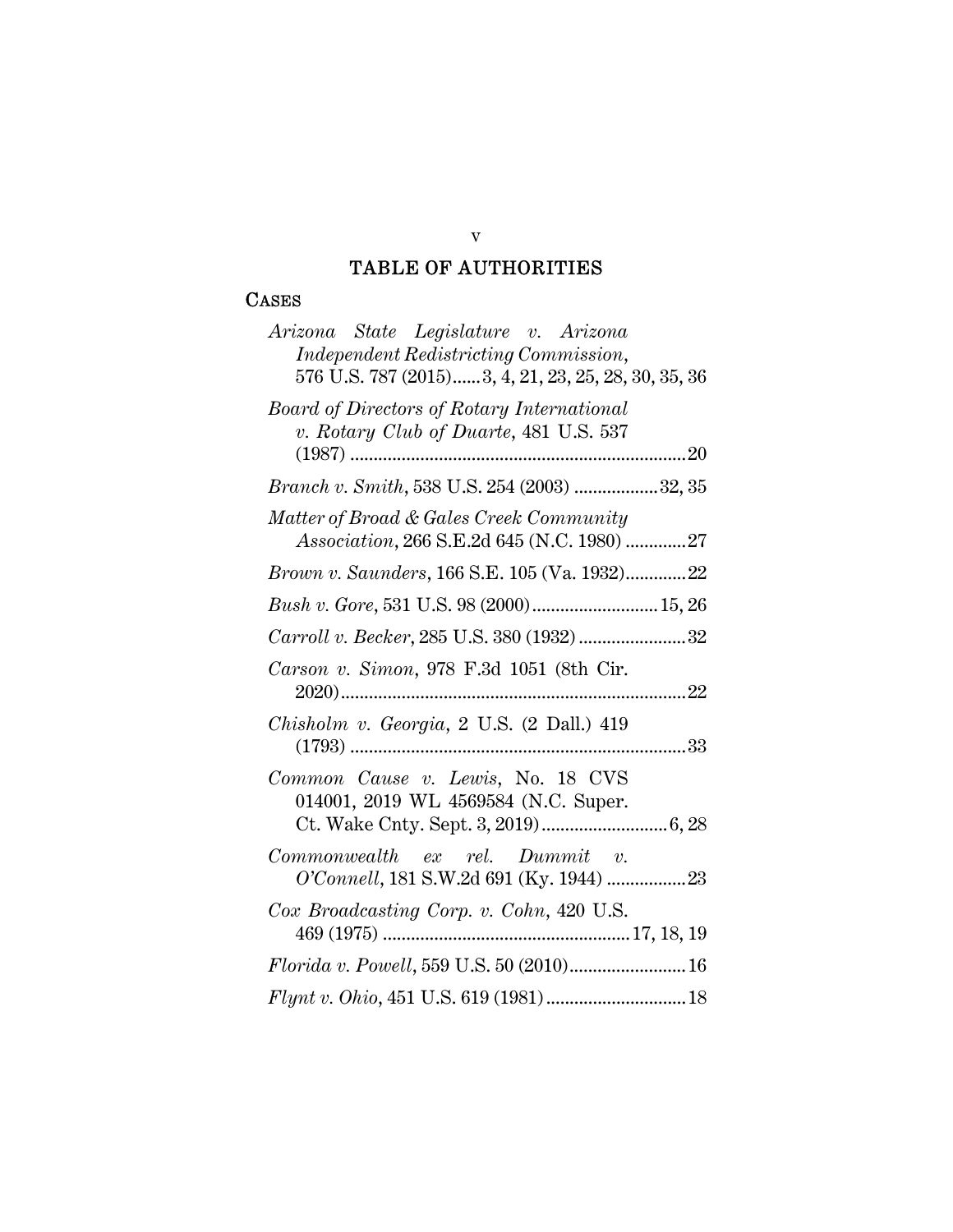# TABLE OF AUTHORITIES

## CASES

*Arizona State Legislature v. Arizona Independent Redistricting Commission*, 576 U.S. 787 (2015)......3, 4, 21, 23, 25, 28, 30, 35, 36

*Board of Directors of Rotary International v. Rotary Club of Duarte*, 481 U.S. 537 (1987) ........................................................................20

*Branch v. Smith*, 538 U.S. 254 (2003) ..................32, 35

*Matter of Broad & Gales Creek Community Association*, 266 S.E.2d 645 (N.C. 1980) .............27

*Brown v. Saunders*, 166 S.E. 105 (Va. 1932).............22

*Bush v. Gore*, 531 U.S. 98 (2000)...........................15, 26

*Carroll v. Becker*, 285 U.S. 380 (1932) .......................32

*Carson v. Simon*, 978 F.3d 1051 (8th Cir. 2020)..........................................................................22

*Chisholm v. Georgia*, 2 U.S. (2 Dall.) 419 (1793) ........................................................................33

*Common Cause v. Lewis*, No. 18 CVS 014001, 2019 WL 4569584 (N.C. Super. Ct. Wake Cnty. Sept. 3, 2019)...........................6, 28

*Commonwealth ex rel. Dummit v. O'Connell*, 181 S.W.2d 691 (Ky. 1944) .................23

*Cox Broadcasting Corp. v. Cohn*, 420 U.S. 469 (1975) .....................................................17, 18, 19

*Florida v. Powell*, 559 U.S. 50 (2010).........................16

*Flynt v. Ohio*, 451 U.S. 619 (1981)..............................18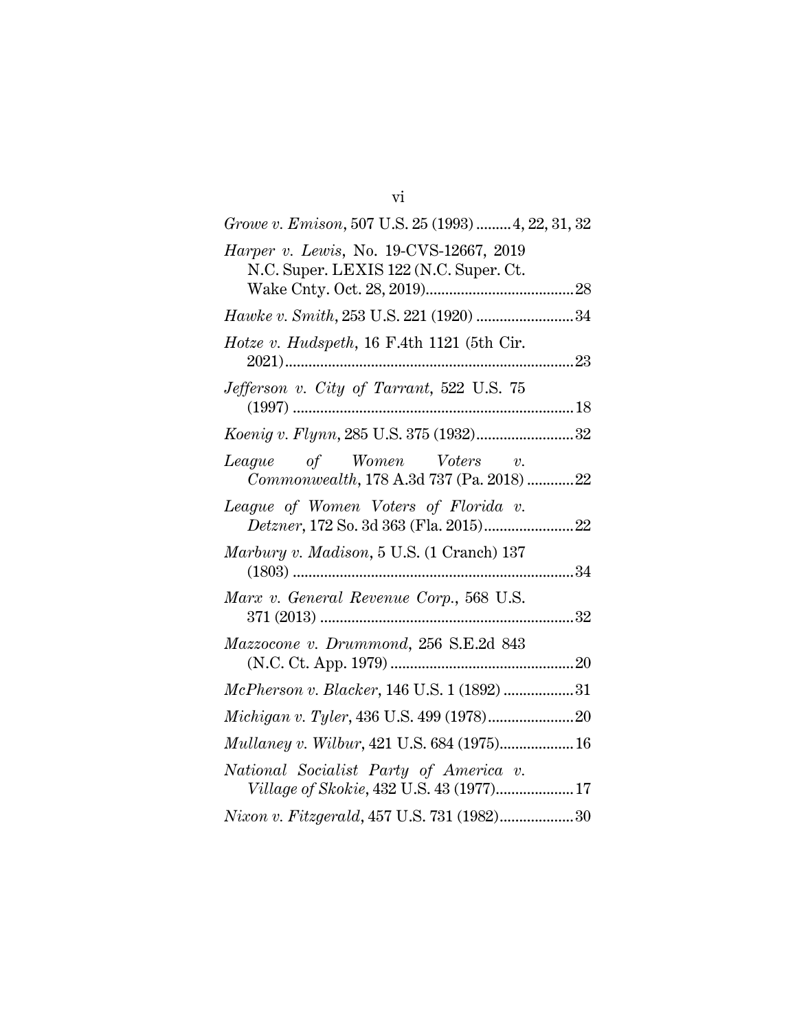*Growe v. Emison*, 507 U.S. 25 (1993) ......... 4, 22, 31, 32

*Harper v. Lewis*, No. 19-CVS-12667, 2019 N.C. Super. LEXIS 122 (N.C. Super. Ct. Wake Cnty. Oct. 28, 2019) ...................................... 28

*Hawke v. Smith*, 253 U.S. 221 (1920) ......................... 34

*Hotze v. Hudspeth*, 16 F.4th 1121 (5th Cir. 2021) ........................................................................ 23

*Jefferson v. City of Tarrant*, 522 U.S. 75 (1997) ....................................................................... 18

*Koenig v. Flynn*, 285 U.S. 375 (1932) ......................... 32

*League of Women Voters v. Commonwealth*, 178 A.3d 737 (Pa. 2018) ............ 22

*League of Women Voters of Florida v. Detzner*, 172 So. 3d 363 (Fla. 2015) ....................... 22

*Marbury v. Madison*, 5 U.S. (1 Cranch) 137 (1803) ....................................................................... 34

*Marx v. General Revenue Corp.*, 568 U.S. 371 (2013) ................................................................ 32

*Mazzocone v. Drummond*, 256 S.E.2d 843 (N.C. Ct. App. 1979) ............................................... 20

*McPherson v. Blacker*, 146 U.S. 1 (1892) .................. 31

*Michigan v. Tyler*, 436 U.S. 499 (1978) ...................... 20

*Mullaney v. Wilbur*, 421 U.S. 684 (1975) ................... 16

*National Socialist Party of America v. Village of Skokie*, 432 U.S. 43 (1977) .................... 17

*Nixon v. Fitzgerald*, 457 U.S. 731 (1982) ................... 30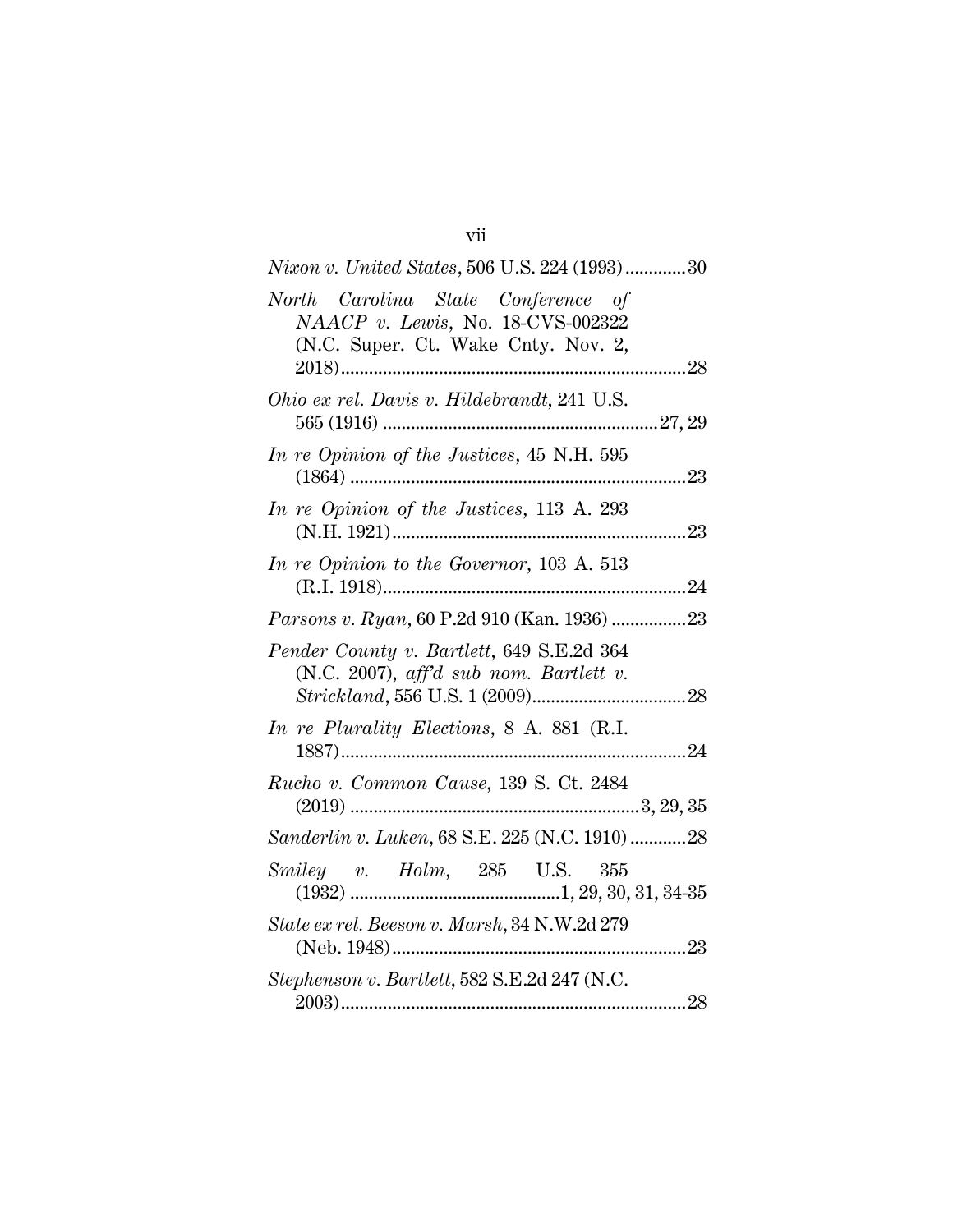*Nixon v. United States*, 506 U.S. 224 (1993) .............30

*North Carolina State Conference of NAACP v. Lewis*, No. 18-CVS-002322 (N.C. Super. Ct. Wake Cnty. Nov. 2, 2018) .........................................................................28

*Ohio ex rel. Davis v. Hildebrandt*, 241 U.S. 565 (1916) ..........................................................27, 29

*In re Opinion of the Justices*, 45 N.H. 595 (1864) ........................................................................23

*In re Opinion of the Justices*, 113 A. 293 (N.H. 1921) ..............................................................23

*In re Opinion to the Governor*, 103 A. 513 (R.I. 1918) ................................................................24

*Parsons v. Ryan*, 60 P.2d 910 (Kan. 1936) ................23

*Pender County v. Bartlett*, 649 S.E.2d 364 (N.C. 2007), *aff'd sub nom. Bartlett v. Strickland*, 556 U.S. 1 (2009) .................................28

*In re Plurality Elections*, 8 A. 881 (R.I. 1887) .........................................................................24

*Rucho v. Common Cause*, 139 S. Ct. 2484 (2019) .............................................................3, 29, 35

*Sanderlin v. Luken*, 68 S.E. 225 (N.C. 1910) ............28

*Smiley v. Holm*, 285 U.S. 355 (1932) ............................................1, 29, 30, 31, 34-35

*State ex rel. Beeson v. Marsh*, 34 N.W.2d 279 (Neb. 1948) ..............................................................23

*Stephenson v. Bartlett*, 582 S.E.2d 247 (N.C. 2003) .........................................................................28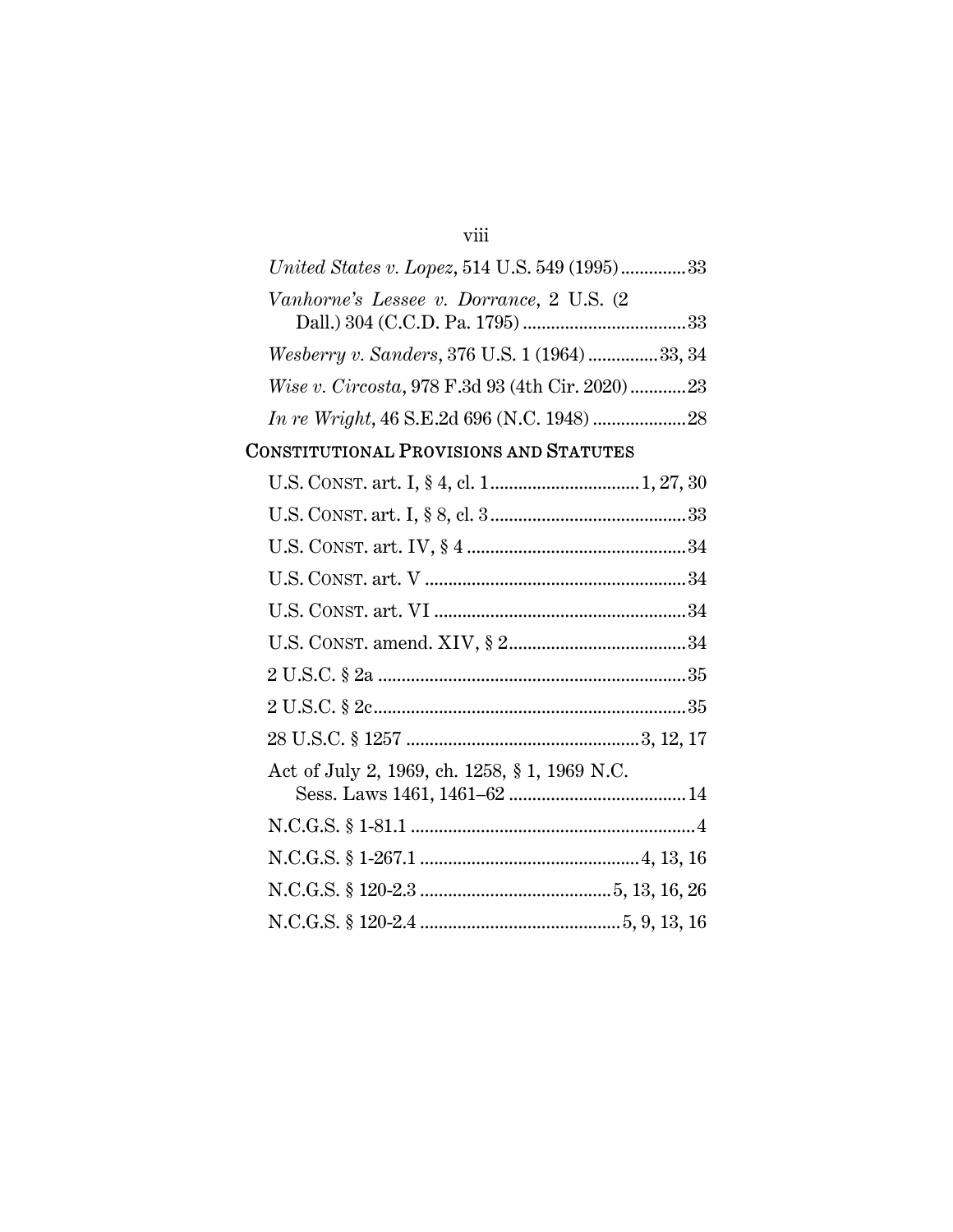*United States v. Lopez*, 514 U.S. 549 (1995)..............33

*Vanhorne's Lessee v. Dorrance*, 2 U.S. (2 Dall.) 304 (C.C.D. Pa. 1795)....................................33

*Wesberry v. Sanders*, 376 U.S. 1 (1964)...............33, 34

*Wise v. Circosta*, 978 F.3d 93 (4th Cir. 2020)............23

*In re Wright*, 46 S.E.2d 696 (N.C. 1948)....................28

## CONSTITUTIONAL PROVISIONS AND STATUTES

U.S. CONST. art. I, § 4, cl. 1................................1, 27, 30

U.S. CONST. art. I, § 8, cl. 3..........................................33

U.S. CONST. art. IV, § 4...............................................34

U.S. CONST. art. V........................................................34

U.S. CONST. art. VI......................................................34

U.S. CONST. amend. XIV, § 2......................................34

2 U.S.C. § 2a..................................................................35

2 U.S.C. § 2c...................................................................35

28 U.S.C. § 1257.................................................3, 12, 17

Act of July 2, 1969, ch. 1258, § 1, 1969 N.C. Sess. Laws 1461, 1461–62......................................14

N.C.G.S. § 1-81.1.............................................................4

N.C.G.S. § 1-267.1...............................................4, 13, 16

N.C.G.S. § 120-2.3.........................................5, 13, 16, 26

N.C.G.S. § 120-2.4...........................................5, 9, 13, 16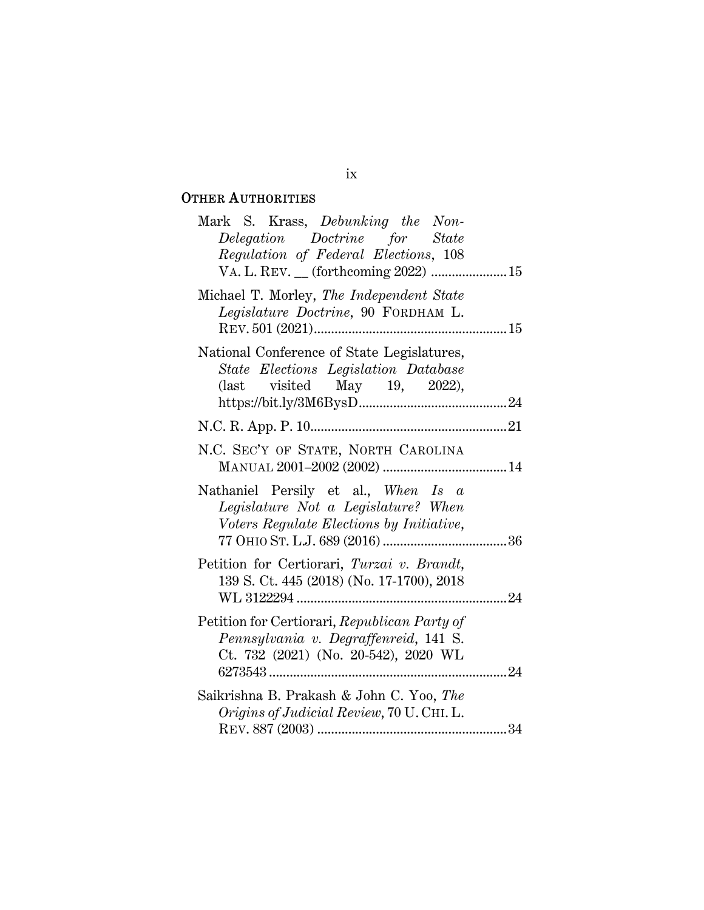## OTHER AUTHORITIES

Mark S. Krass, *Debunking the Non-Delegation Doctrine for State Regulation of Federal Elections*, 108 VA. L. REV. __ (forthcoming 2022) ...................... 15

Michael T. Morley, *The Independent State Legislature Doctrine*, 90 FORDHAM L. REV. 501 (2021)........................................................ 15

National Conference of State Legislatures, *State Elections Legislation Database* (last visited May 19, 2022), https://bit.ly/3M6BysD........................................... 24

N.C. R. App. P. 10......................................................... 21

N.C. SEC'Y OF STATE, NORTH CAROLINA MANUAL 2001–2002 (2002) .................................... 14

Nathaniel Persily et al., *When Is a Legislature Not a Legislature? When Voters Regulate Elections by Initiative*, 77 OHIO ST. L.J. 689 (2016) .................................... 36

Petition for Certiorari, *Turzai v. Brandt*, 139 S. Ct. 445 (2018) (No. 17-1700), 2018 WL 3122294 ............................................................. 24

Petition for Certiorari, *Republican Party of Pennsylvania v. Degraffenreid*, 141 S. Ct. 732 (2021) (No. 20-542), 2020 WL 6273543 .................................................................... 24

Saikrishna B. Prakash & John C. Yoo, *The Origins of Judicial Review*, 70 U. CHI. L. REV. 887 (2003) ....................................................... 34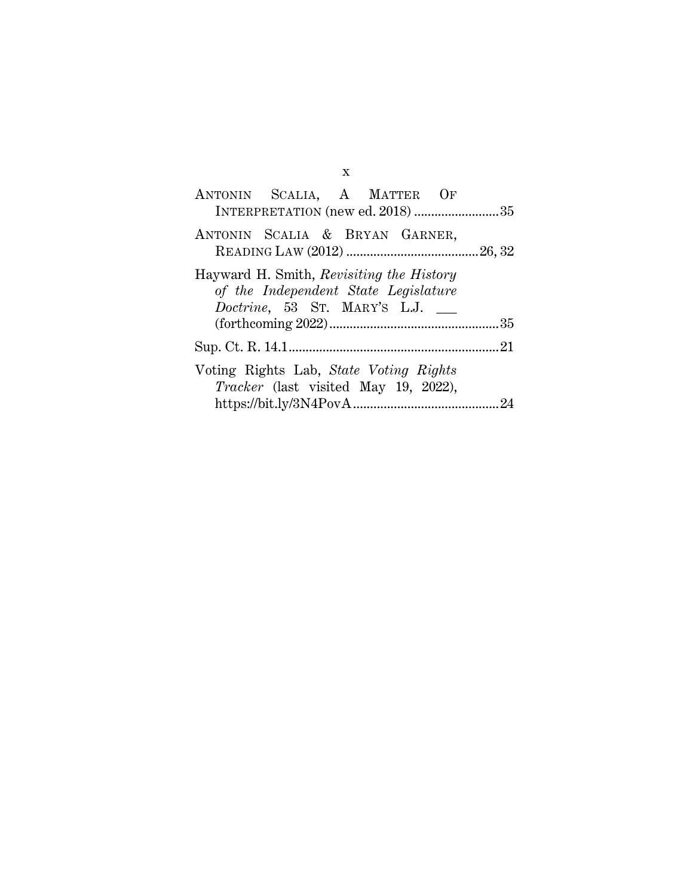ANTONIN SCALIA, A MATTER OF INTERPRETATION (new ed. 2018) ........................ 35

ANTONIN SCALIA & BRYAN GARNER, READING LAW (2012) ....................................... 26, 32

Hayward H. Smith, *Revisiting the History of the Independent State Legislature Doctrine*, 53 ST. MARY'S L.J. ___ (forthcoming 2022) .................................................. 35

Sup. Ct. R. 14.1 .............................................................. 21

Voting Rights Lab, *State Voting Rights Tracker* (last visited May 19, 2022), https://bit.ly/3N4PovA ........................................... 24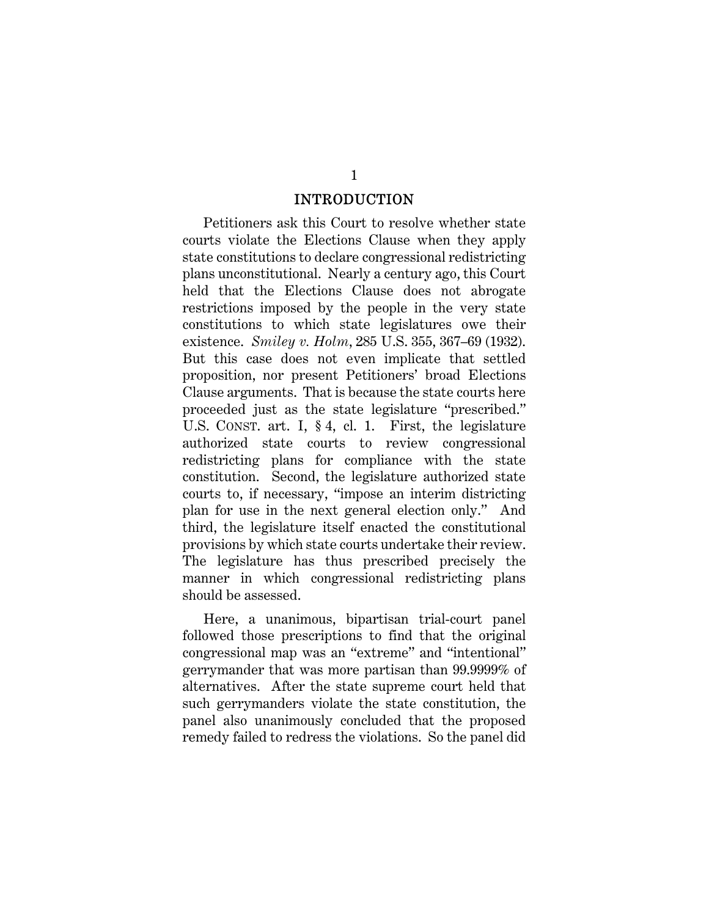# INTRODUCTION

Petitioners ask this Court to resolve whether state courts violate the Elections Clause when they apply state constitutions to declare congressional redistricting plans unconstitutional. Nearly a century ago, this Court held that the Elections Clause does not abrogate restrictions imposed by the people in the very state constitutions to which state legislatures owe their existence. *Smiley v. Holm*, 285 U.S. 355, 367–69 (1932). But this case does not even implicate that settled proposition, nor present Petitioners' broad Elections Clause arguments. That is because the state courts here proceeded just as the state legislature "prescribed." U.S. CONST. art. I, § 4, cl. 1. First, the legislature authorized state courts to review congressional redistricting plans for compliance with the state constitution. Second, the legislature authorized state courts to, if necessary, "impose an interim districting plan for use in the next general election only." And third, the legislature itself enacted the constitutional provisions by which state courts undertake their review. The legislature has thus prescribed precisely the manner in which congressional redistricting plans should be assessed.

Here, a unanimous, bipartisan trial-court panel followed those prescriptions to find that the original congressional map was an "extreme" and "intentional" gerrymander that was more partisan than 99.9999% of alternatives. After the state supreme court held that such gerrymanders violate the state constitution, the panel also unanimously concluded that the proposed remedy failed to redress the violations. So the panel did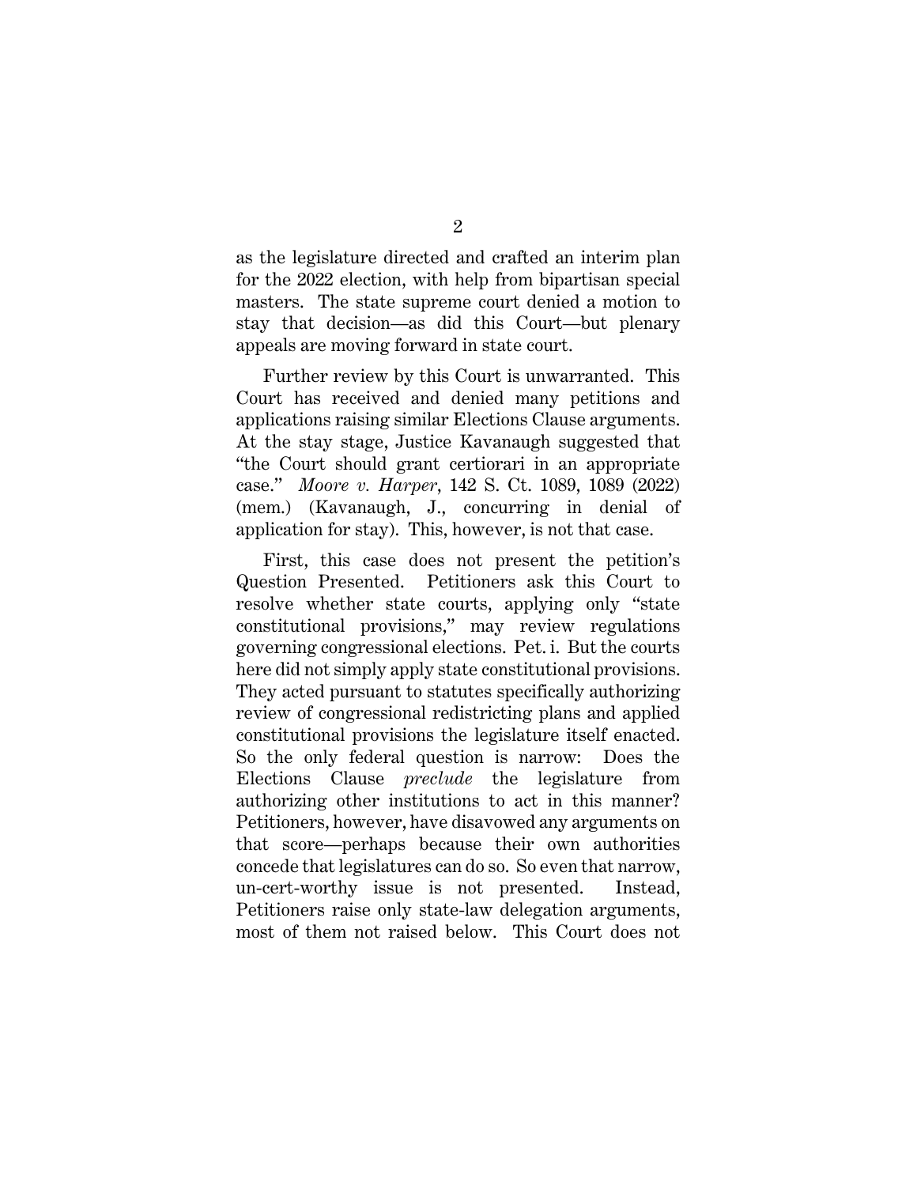as the legislature directed and crafted an interim plan for the 2022 election, with help from bipartisan special masters. The state supreme court denied a motion to stay that decision—as did this Court—but plenary appeals are moving forward in state court.

Further review by this Court is unwarranted. This Court has received and denied many petitions and applications raising similar Elections Clause arguments. At the stay stage, Justice Kavanaugh suggested that "the Court should grant certiorari in an appropriate case." *Moore v. Harper*, 142 S. Ct. 1089, 1089 (2022) (mem.) (Kavanaugh, J., concurring in denial of application for stay). This, however, is not that case.

First, this case does not present the petition's Question Presented. Petitioners ask this Court to resolve whether state courts, applying only "state constitutional provisions," may review regulations governing congressional elections. Pet. i. But the courts here did not simply apply state constitutional provisions. They acted pursuant to statutes specifically authorizing review of congressional redistricting plans and applied constitutional provisions the legislature itself enacted. So the only federal question is narrow: Does the Elections Clause *preclude* the legislature from authorizing other institutions to act in this manner? Petitioners, however, have disavowed any arguments on that score—perhaps because their own authorities concede that legislatures can do so. So even that narrow, un-cert-worthy issue is not presented. Instead, Petitioners raise only state-law delegation arguments, most of them not raised below. This Court does not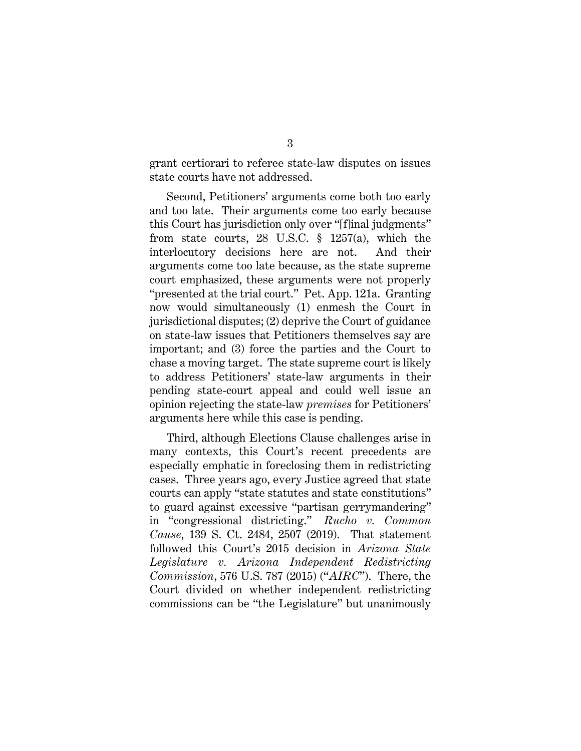grant certiorari to referee state-law disputes on issues state courts have not addressed.

Second, Petitioners' arguments come both too early and too late. Their arguments come too early because this Court has jurisdiction only over "[f]inal judgments" from state courts, 28 U.S.C. § 1257(a), which the interlocutory decisions here are not. And their arguments come too late because, as the state supreme court emphasized, these arguments were not properly "presented at the trial court." Pet. App. 121a. Granting now would simultaneously (1) enmesh the Court in jurisdictional disputes; (2) deprive the Court of guidance on state-law issues that Petitioners themselves say are important; and (3) force the parties and the Court to chase a moving target. The state supreme court is likely to address Petitioners' state-law arguments in their pending state-court appeal and could well issue an opinion rejecting the state-law *premises* for Petitioners' arguments here while this case is pending.

Third, although Elections Clause challenges arise in many contexts, this Court's recent precedents are especially emphatic in foreclosing them in redistricting cases. Three years ago, every Justice agreed that state courts can apply "state statutes and state constitutions" to guard against excessive "partisan gerrymandering" in "congressional districting." *Rucho v. Common Cause*, 139 S. Ct. 2484, 2507 (2019). That statement followed this Court's 2015 decision in *Arizona State Legislature v. Arizona Independent Redistricting Commission*, 576 U.S. 787 (2015) ("*AIRC*"). There, the Court divided on whether independent redistricting commissions can be "the Legislature" but unanimously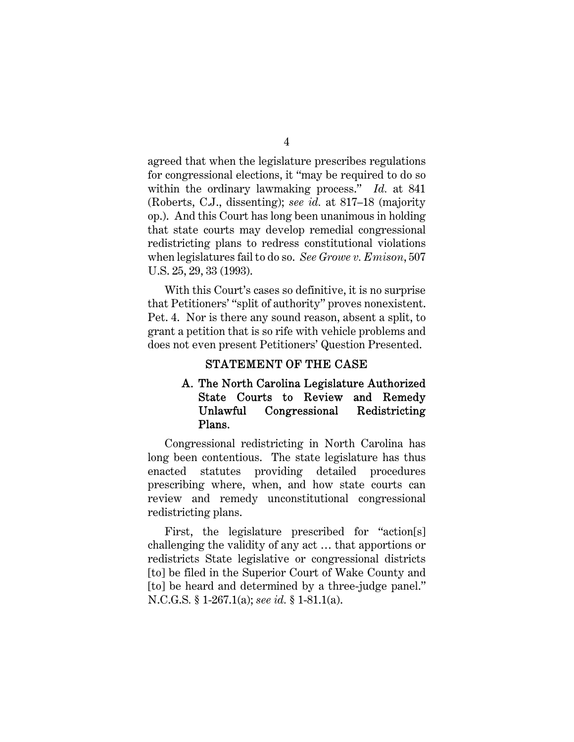agreed that when the legislature prescribes regulations for congressional elections, it "may be required to do so within the ordinary lawmaking process." *Id.* at 841 (Roberts, C.J., dissenting); *see id.* at 817–18 (majority op.). And this Court has long been unanimous in holding that state courts may develop remedial congressional redistricting plans to redress constitutional violations when legislatures fail to do so. *See Growe v. Emison*, 507 U.S. 25, 29, 33 (1993).

With this Court's cases so definitive, it is no surprise that Petitioners' "split of authority" proves nonexistent. Pet. 4. Nor is there any sound reason, absent a split, to grant a petition that is so rife with vehicle problems and does not even present Petitioners' Question Presented.

## STATEMENT OF THE CASE

### A. The North Carolina Legislature Authorized State Courts to Review and Remedy Unlawful Congressional Redistricting Plans.

Congressional redistricting in North Carolina has long been contentious. The state legislature has thus enacted statutes providing detailed procedures prescribing where, when, and how state courts can review and remedy unconstitutional congressional redistricting plans.

First, the legislature prescribed for "action[s] challenging the validity of any act … that apportions or redistricts State legislative or congressional districts [to] be filed in the Superior Court of Wake County and [to] be heard and determined by a three-judge panel." N.C.G.S. § 1-267.1(a); *see id.* § 1-81.1(a).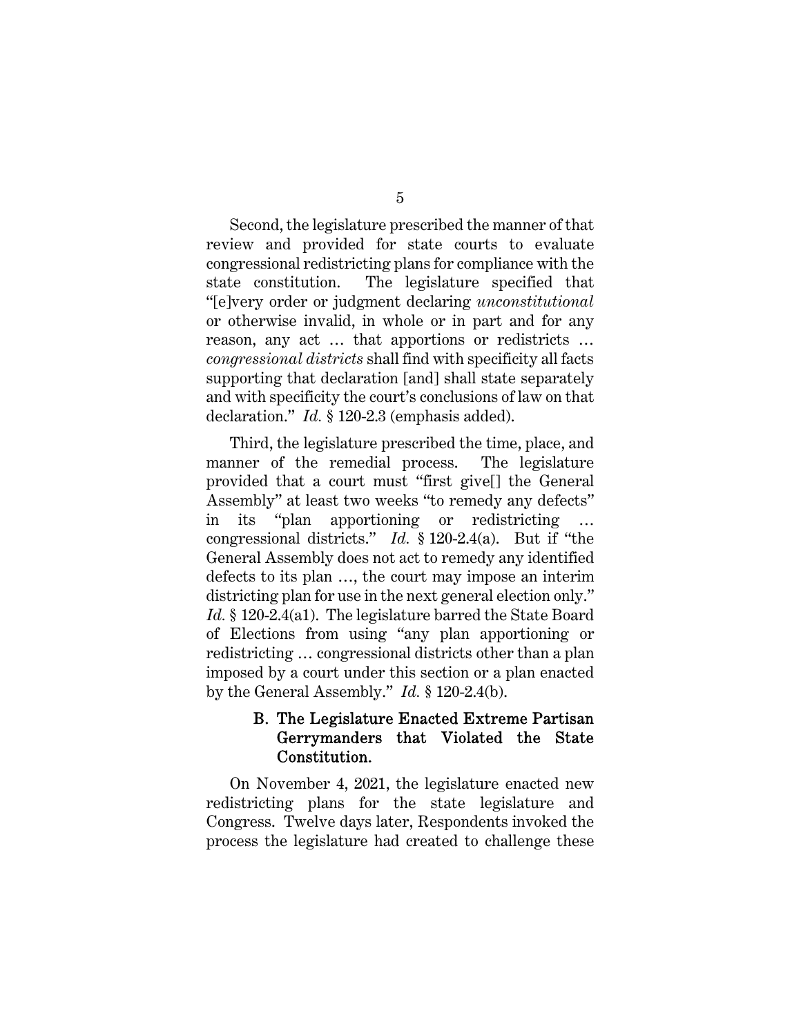Second, the legislature prescribed the manner of that review and provided for state courts to evaluate congressional redistricting plans for compliance with the state constitution. The legislature specified that "[e]very order or judgment declaring *unconstitutional* or otherwise invalid, in whole or in part and for any reason, any act … that apportions or redistricts … *congressional districts* shall find with specificity all facts supporting that declaration [and] shall state separately and with specificity the court's conclusions of law on that declaration." *Id.* § 120-2.3 (emphasis added).

Third, the legislature prescribed the time, place, and manner of the remedial process. The legislature provided that a court must "first give[] the General Assembly" at least two weeks "to remedy any defects" in its "plan apportioning or redistricting … congressional districts." *Id.* § 120-2.4(a). But if "the General Assembly does not act to remedy any identified defects to its plan …, the court may impose an interim districting plan for use in the next general election only." *Id.* § 120-2.4(a1). The legislature barred the State Board of Elections from using "any plan apportioning or redistricting … congressional districts other than a plan imposed by a court under this section or a plan enacted by the General Assembly." *Id.* § 120-2.4(b).

### B. The Legislature Enacted Extreme Partisan Gerrymanders that Violated the State Constitution.

On November 4, 2021, the legislature enacted new redistricting plans for the state legislature and Congress. Twelve days later, Respondents invoked the process the legislature had created to challenge these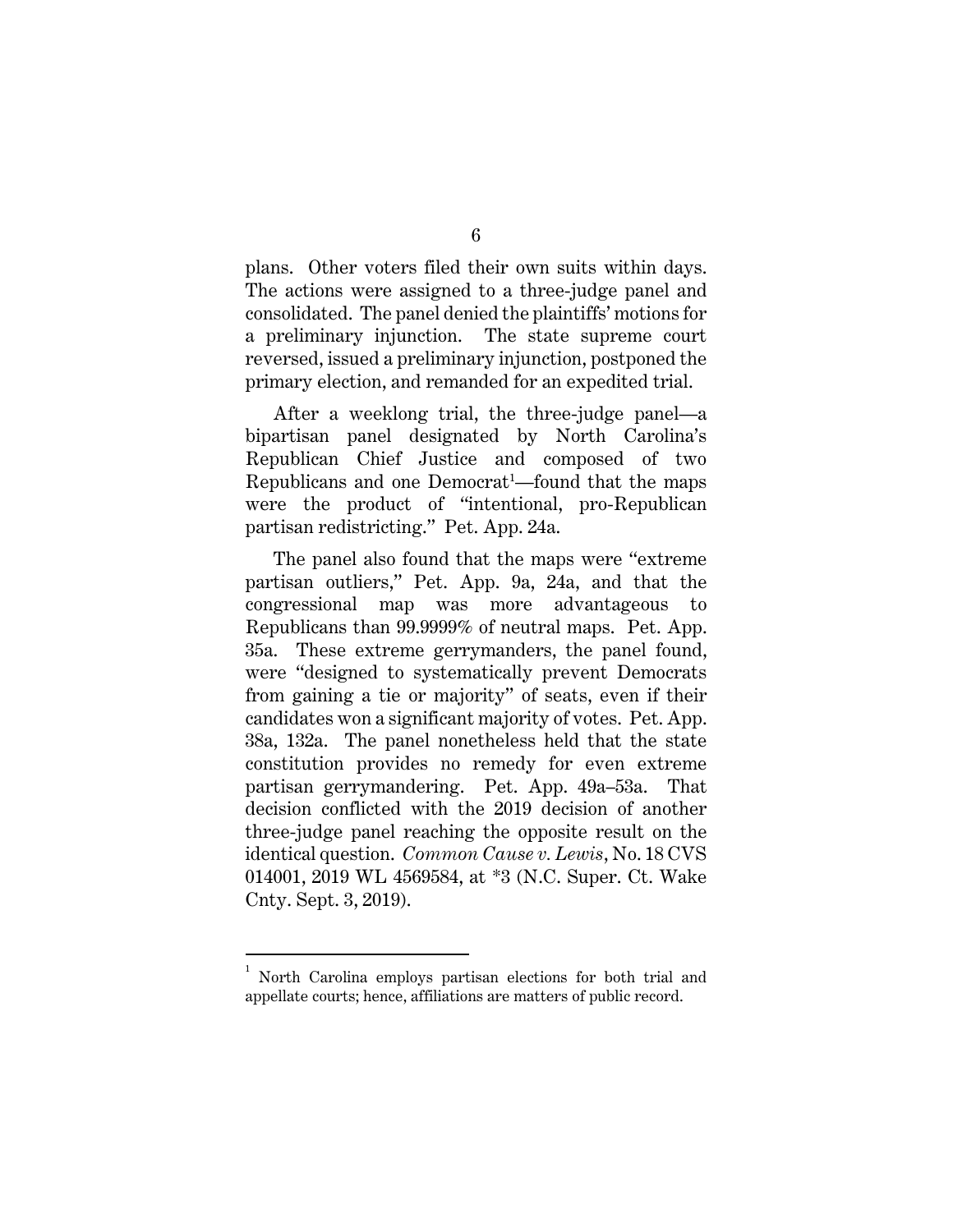plans. Other voters filed their own suits within days. The actions were assigned to a three-judge panel and consolidated. The panel denied the plaintiffs' motions for a preliminary injunction. The state supreme court reversed, issued a preliminary injunction, postponed the primary election, and remanded for an expedited trial.

After a weeklong trial, the three-judge panel—a bipartisan panel designated by North Carolina's Republican Chief Justice and composed of two Republicans and one Democrat[1]—found that the maps were the product of "intentional, pro-Republican partisan redistricting." Pet. App. 24a.

The panel also found that the maps were "extreme partisan outliers," Pet. App. 9a, 24a, and that the congressional map was more advantageous to Republicans than 99.9999% of neutral maps. Pet. App. 35a. These extreme gerrymanders, the panel found, were "designed to systematically prevent Democrats from gaining a tie or majority" of seats, even if their candidates won a significant majority of votes. Pet. App. 38a, 132a. The panel nonetheless held that the state constitution provides no remedy for even extreme partisan gerrymandering. Pet. App. 49a–53a. That decision conflicted with the 2019 decision of another three-judge panel reaching the opposite result on the identical question. *Common Cause v. Lewis*, No. 18 CVS 014001, 2019 WL 4569584, at *3 (N.C. Super. Ct. Wake Cnty. Sept. 3, 2019).

---

[1] North Carolina employs partisan elections for both trial and appellate courts; hence, affiliations are matters of public record.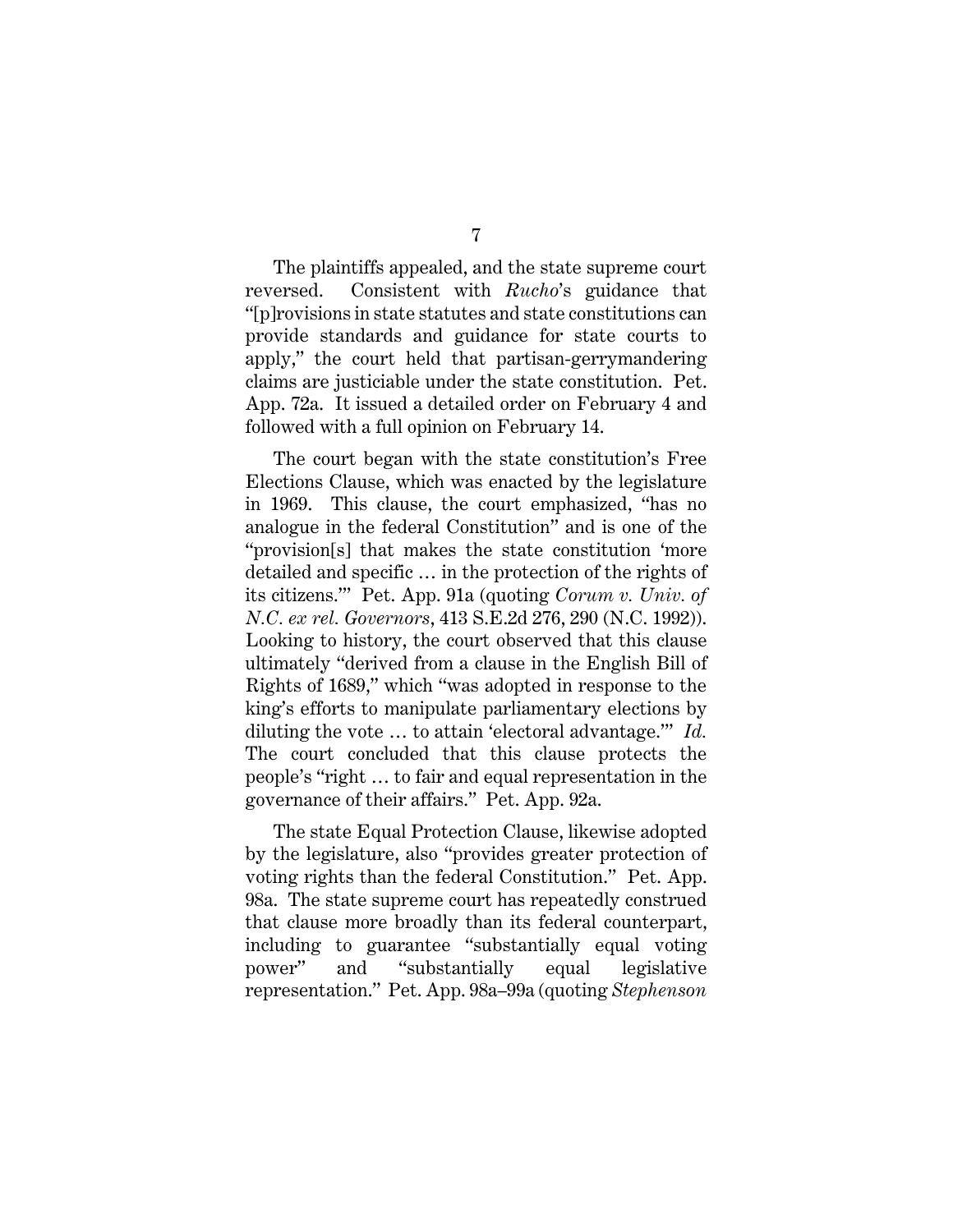The plaintiffs appealed, and the state supreme court reversed. Consistent with *Rucho*'s guidance that "[p]rovisions in state statutes and state constitutions can provide standards and guidance for state courts to apply," the court held that partisan-gerrymandering claims are justiciable under the state constitution. Pet. App. 72a. It issued a detailed order on February 4 and followed with a full opinion on February 14.

The court began with the state constitution's Free Elections Clause, which was enacted by the legislature in 1969. This clause, the court emphasized, "has no analogue in the federal Constitution" and is one of the "provision[s] that makes the state constitution 'more detailed and specific … in the protection of the rights of its citizens.'" Pet. App. 91a (quoting *Corum v. Univ. of N.C. ex rel. Governors*, 413 S.E.2d 276, 290 (N.C. 1992)). Looking to history, the court observed that this clause ultimately "derived from a clause in the English Bill of Rights of 1689," which "was adopted in response to the king's efforts to manipulate parliamentary elections by diluting the vote … to attain 'electoral advantage.'" *Id.* The court concluded that this clause protects the people's "right … to fair and equal representation in the governance of their affairs." Pet. App. 92a.

The state Equal Protection Clause, likewise adopted by the legislature, also "provides greater protection of voting rights than the federal Constitution." Pet. App. 98a. The state supreme court has repeatedly construed that clause more broadly than its federal counterpart, including to guarantee "substantially equal voting power" and "substantially equal legislative representation." Pet. App. 98a–99a (quoting *Stephenson*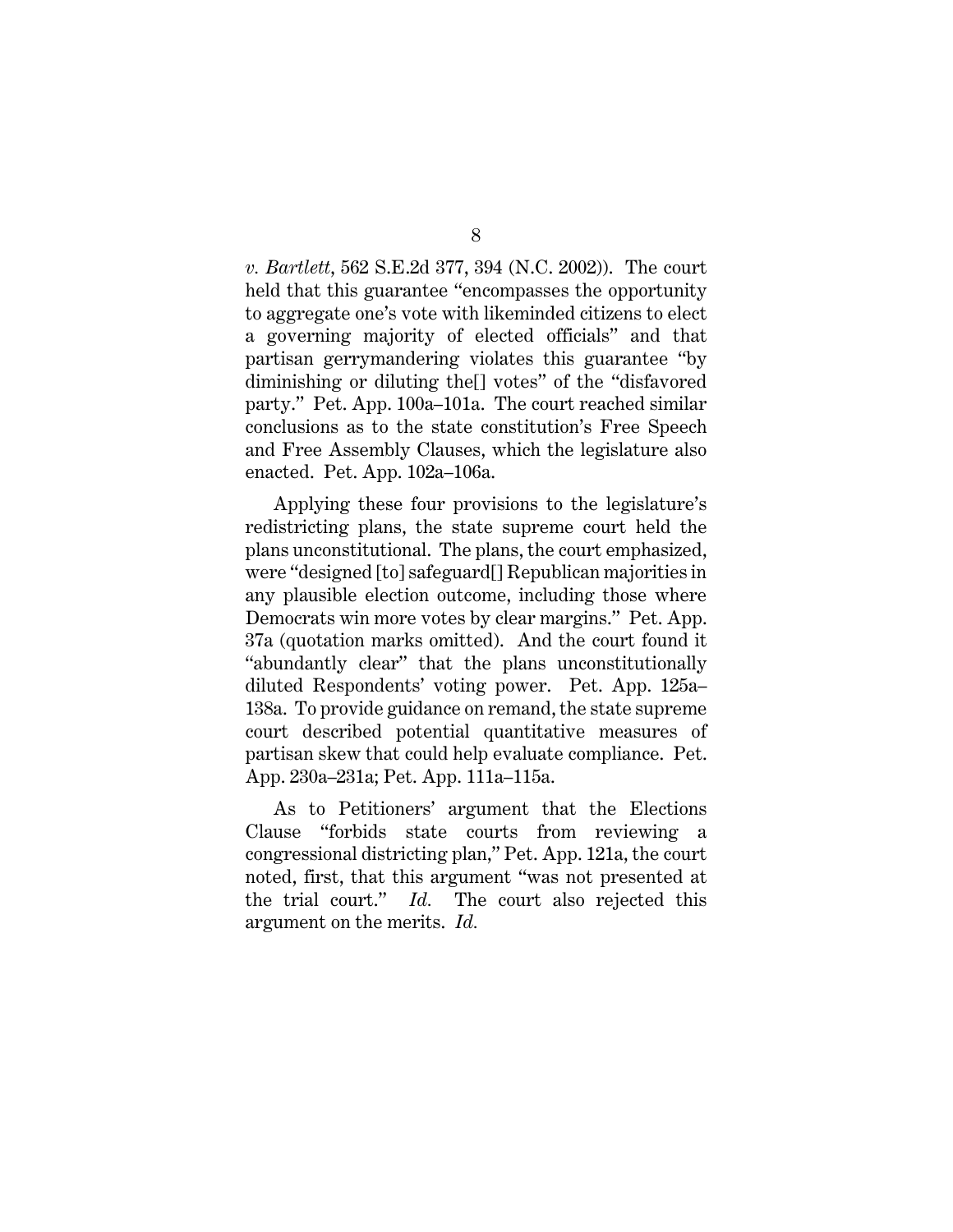*v. Bartlett*, 562 S.E.2d 377, 394 (N.C. 2002)). The court held that this guarantee "encompasses the opportunity to aggregate one's vote with likeminded citizens to elect a governing majority of elected officials" and that partisan gerrymandering violates this guarantee "by diminishing or diluting the[] votes" of the "disfavored party." Pet. App. 100a–101a. The court reached similar conclusions as to the state constitution's Free Speech and Free Assembly Clauses, which the legislature also enacted. Pet. App. 102a–106a.

Applying these four provisions to the legislature's redistricting plans, the state supreme court held the plans unconstitutional. The plans, the court emphasized, were "designed [to] safeguard[] Republican majorities in any plausible election outcome, including those where Democrats win more votes by clear margins." Pet. App. 37a (quotation marks omitted). And the court found it "abundantly clear" that the plans unconstitutionally diluted Respondents' voting power. Pet. App. 125a–138a. To provide guidance on remand, the state supreme court described potential quantitative measures of partisan skew that could help evaluate compliance. Pet. App. 230a–231a; Pet. App. 111a–115a.

As to Petitioners' argument that the Elections Clause "forbids state courts from reviewing a congressional districting plan," Pet. App. 121a, the court noted, first, that this argument "was not presented at the trial court." *Id.* The court also rejected this argument on the merits. *Id.*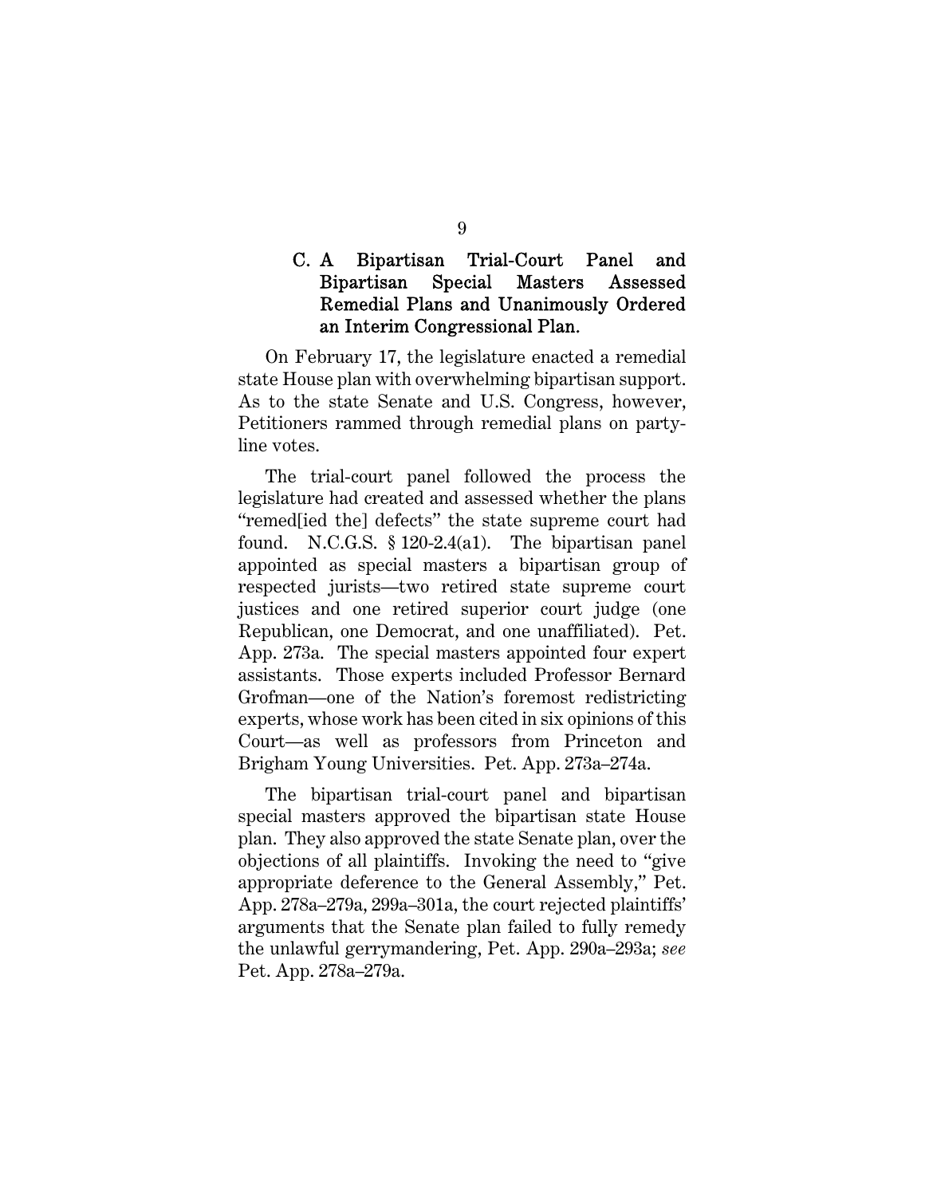### C. A Bipartisan Trial-Court Panel and Bipartisan Special Masters Assessed Remedial Plans and Unanimously Ordered an Interim Congressional Plan.

On February 17, the legislature enacted a remedial state House plan with overwhelming bipartisan support. As to the state Senate and U.S. Congress, however, Petitioners rammed through remedial plans on party-line votes.

The trial-court panel followed the process the legislature had created and assessed whether the plans "remed[ied the] defects" the state supreme court had found. N.C.G.S. § 120-2.4(a1). The bipartisan panel appointed as special masters a bipartisan group of respected jurists—two retired state supreme court justices and one retired superior court judge (one Republican, one Democrat, and one unaffiliated). Pet. App. 273a. The special masters appointed four expert assistants. Those experts included Professor Bernard Grofman—one of the Nation's foremost redistricting experts, whose work has been cited in six opinions of this Court—as well as professors from Princeton and Brigham Young Universities. Pet. App. 273a–274a.

The bipartisan trial-court panel and bipartisan special masters approved the bipartisan state House plan. They also approved the state Senate plan, over the objections of all plaintiffs. Invoking the need to "give appropriate deference to the General Assembly," Pet. App. 278a–279a, 299a–301a, the court rejected plaintiffs' arguments that the Senate plan failed to fully remedy the unlawful gerrymandering, Pet. App. 290a–293a; *see* Pet. App. 278a–279a.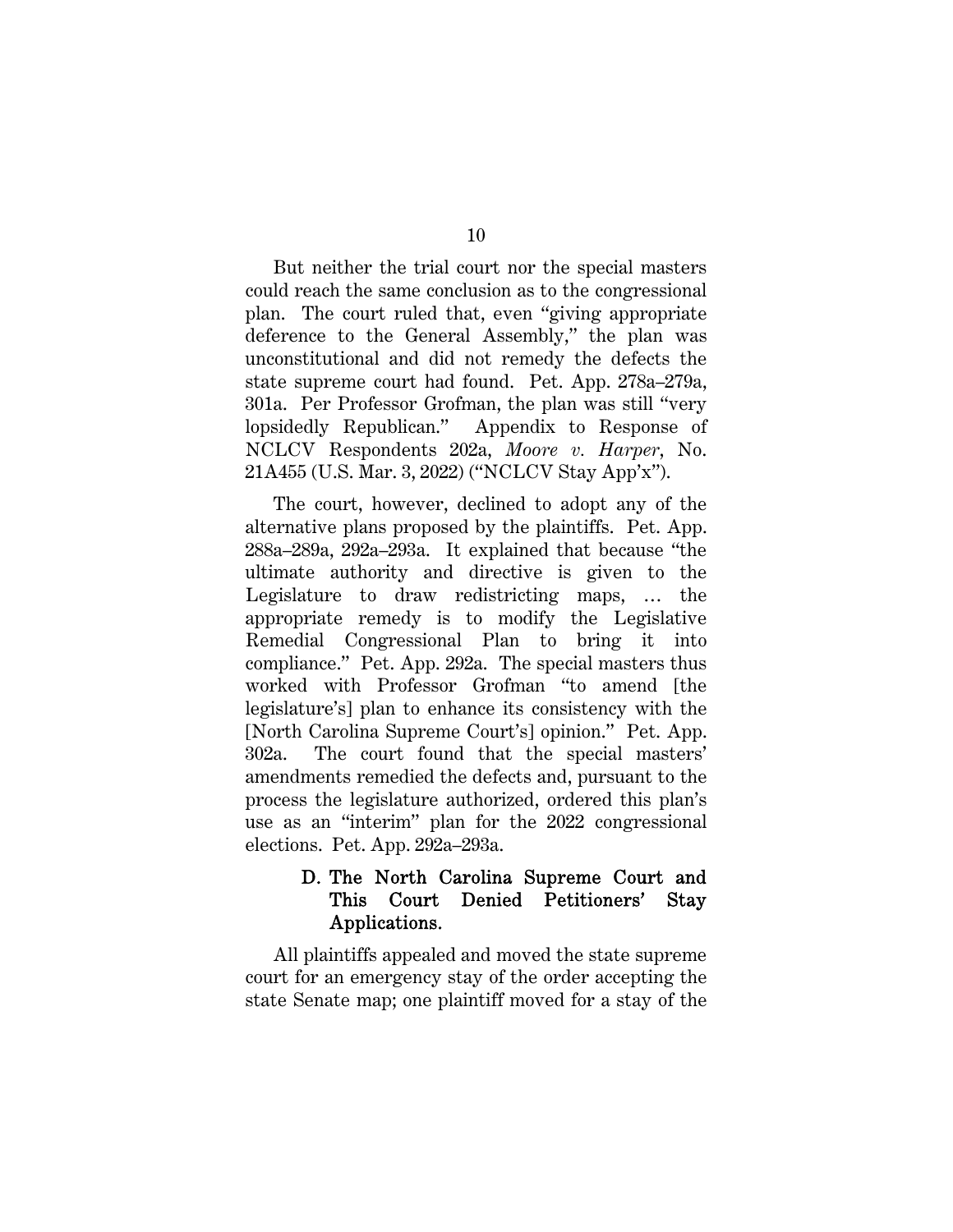But neither the trial court nor the special masters could reach the same conclusion as to the congressional plan. The court ruled that, even "giving appropriate deference to the General Assembly," the plan was unconstitutional and did not remedy the defects the state supreme court had found. Pet. App. 278a–279a, 301a. Per Professor Grofman, the plan was still "very lopsidedly Republican." Appendix to Response of NCLCV Respondents 202a, *Moore v. Harper*, No. 21A455 (U.S. Mar. 3, 2022) ("NCLCV Stay App'x").

The court, however, declined to adopt any of the alternative plans proposed by the plaintiffs. Pet. App. 288a–289a, 292a–293a. It explained that because "the ultimate authority and directive is given to the Legislature to draw redistricting maps, … the appropriate remedy is to modify the Legislative Remedial Congressional Plan to bring it into compliance." Pet. App. 292a. The special masters thus worked with Professor Grofman "to amend [the legislature's] plan to enhance its consistency with the [North Carolina Supreme Court's] opinion." Pet. App. 302a. The court found that the special masters' amendments remedied the defects and, pursuant to the process the legislature authorized, ordered this plan's use as an "interim" plan for the 2022 congressional elections. Pet. App. 292a–293a.

### D. The North Carolina Supreme Court and This Court Denied Petitioners' Stay Applications.

All plaintiffs appealed and moved the state supreme court for an emergency stay of the order accepting the state Senate map; one plaintiff moved for a stay of the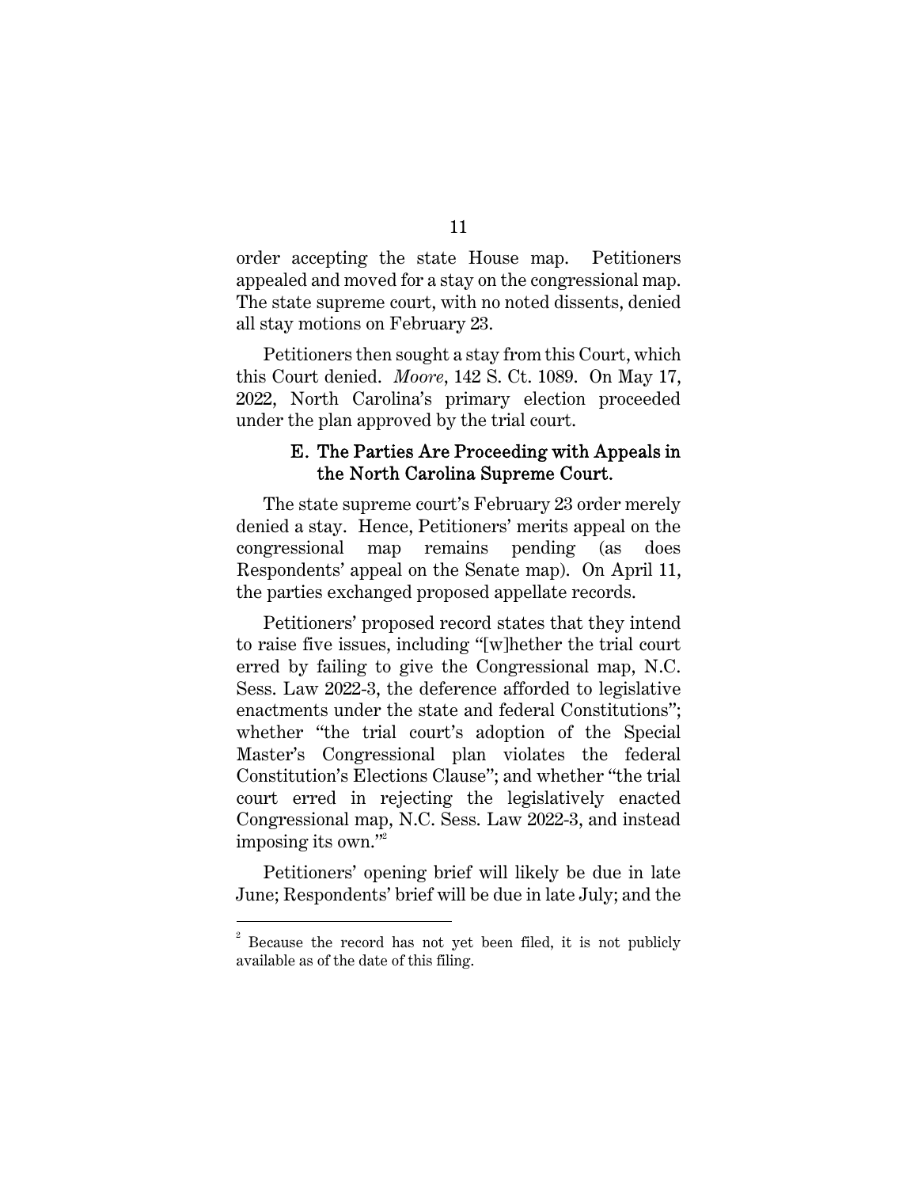order accepting the state House map. Petitioners appealed and moved for a stay on the congressional map. The state supreme court, with no noted dissents, denied all stay motions on February 23.

Petitioners then sought a stay from this Court, which this Court denied. *Moore*, 142 S. Ct. 1089. On May 17, 2022, North Carolina's primary election proceeded under the plan approved by the trial court.

### E. The Parties Are Proceeding with Appeals in the North Carolina Supreme Court.

The state supreme court's February 23 order merely denied a stay. Hence, Petitioners' merits appeal on the congressional map remains pending (as does Respondents' appeal on the Senate map). On April 11, the parties exchanged proposed appellate records.

Petitioners' proposed record states that they intend to raise five issues, including "[w]hether the trial court erred by failing to give the Congressional map, N.C. Sess. Law 2022-3, the deference afforded to legislative enactments under the state and federal Constitutions"; whether "the trial court's adoption of the Special Master's Congressional plan violates the federal Constitution's Elections Clause"; and whether "the trial court erred in rejecting the legislatively enacted Congressional map, N.C. Sess. Law 2022-3, and instead imposing its own."[2]

Petitioners' opening brief will likely be due in late June; Respondents' brief will be due in late July; and the

---

[2] Because the record has not yet been filed, it is not publicly available as of the date of this filing.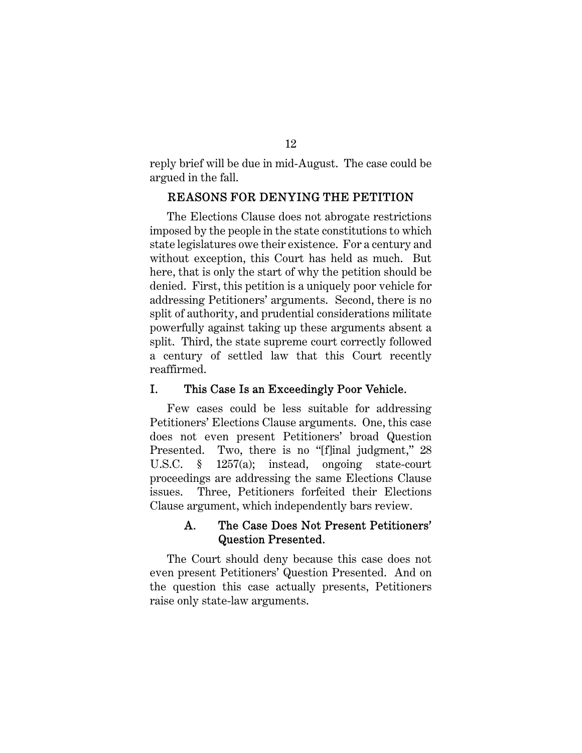reply brief will be due in mid-August. The case could be argued in the fall.

## REASONS FOR DENYING THE PETITION

The Elections Clause does not abrogate restrictions imposed by the people in the state constitutions to which state legislatures owe their existence. For a century and without exception, this Court has held as much. But here, that is only the start of why the petition should be denied. First, this petition is a uniquely poor vehicle for addressing Petitioners' arguments. Second, there is no split of authority, and prudential considerations militate powerfully against taking up these arguments absent a split. Third, the state supreme court correctly followed a century of settled law that this Court recently reaffirmed.

### I. This Case Is an Exceedingly Poor Vehicle.

Few cases could be less suitable for addressing Petitioners' Elections Clause arguments. One, this case does not even present Petitioners' broad Question Presented. Two, there is no "[f]inal judgment," 28 U.S.C. § 1257(a); instead, ongoing state-court proceedings are addressing the same Elections Clause issues. Three, Petitioners forfeited their Elections Clause argument, which independently bars review.

#### A. The Case Does Not Present Petitioners' Question Presented.

The Court should deny because this case does not even present Petitioners' Question Presented. And on the question this case actually presents, Petitioners raise only state-law arguments.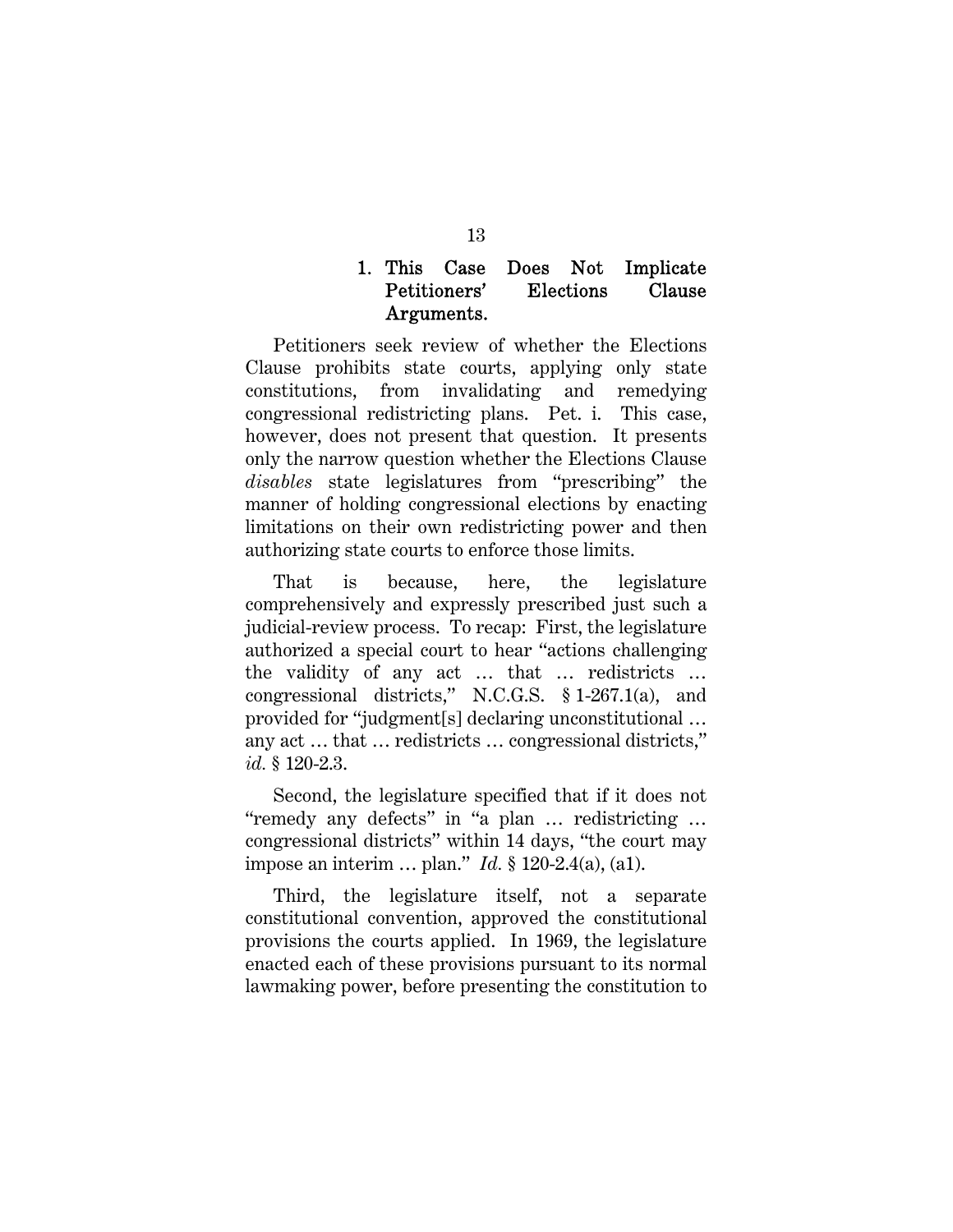### 1. This Case Does Not Implicate Petitioners' Elections Clause Arguments.

Petitioners seek review of whether the Elections Clause prohibits state courts, applying only state constitutions, from invalidating and remedying congressional redistricting plans. Pet. i. This case, however, does not present that question. It presents only the narrow question whether the Elections Clause *disables* state legislatures from "prescribing" the manner of holding congressional elections by enacting limitations on their own redistricting power and then authorizing state courts to enforce those limits.

That is because, here, the legislature comprehensively and expressly prescribed just such a judicial-review process. To recap: First, the legislature authorized a special court to hear "actions challenging the validity of any act … that … redistricts … congressional districts," N.C.G.S. § 1-267.1(a), and provided for "judgment[s] declaring unconstitutional … any act … that … redistricts … congressional districts," *id.* § 120-2.3.

Second, the legislature specified that if it does not "remedy any defects" in "a plan … redistricting … congressional districts" within 14 days, "the court may impose an interim … plan." *Id.* § 120-2.4(a), (a1).

Third, the legislature itself, not a separate constitutional convention, approved the constitutional provisions the courts applied. In 1969, the legislature enacted each of these provisions pursuant to its normal lawmaking power, before presenting the constitution to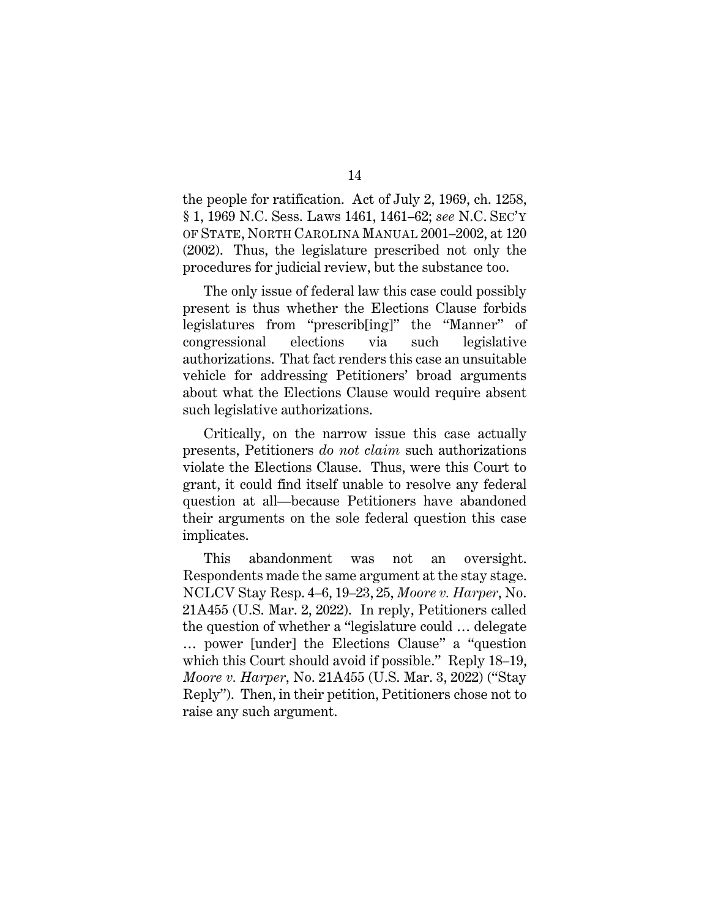the people for ratification. Act of July 2, 1969, ch. 1258, § 1, 1969 N.C. Sess. Laws 1461, 1461–62; *see* N.C. SEC'Y OF STATE, NORTH CAROLINA MANUAL 2001–2002, at 120 (2002). Thus, the legislature prescribed not only the procedures for judicial review, but the substance too.

The only issue of federal law this case could possibly present is thus whether the Elections Clause forbids legislatures from "prescrib[ing]" the "Manner" of congressional elections via such legislative authorizations. That fact renders this case an unsuitable vehicle for addressing Petitioners' broad arguments about what the Elections Clause would require absent such legislative authorizations.

Critically, on the narrow issue this case actually presents, Petitioners *do not claim* such authorizations violate the Elections Clause. Thus, were this Court to grant, it could find itself unable to resolve any federal question at all—because Petitioners have abandoned their arguments on the sole federal question this case implicates.

This abandonment was not an oversight. Respondents made the same argument at the stay stage. NCLCV Stay Resp. 4–6, 19–23, 25, *Moore v. Harper*, No. 21A455 (U.S. Mar. 2, 2022). In reply, Petitioners called the question of whether a "legislature could … delegate … power [under] the Elections Clause" a "question which this Court should avoid if possible." Reply 18–19, *Moore v. Harper*, No. 21A455 (U.S. Mar. 3, 2022) ("Stay Reply"). Then, in their petition, Petitioners chose not to raise any such argument.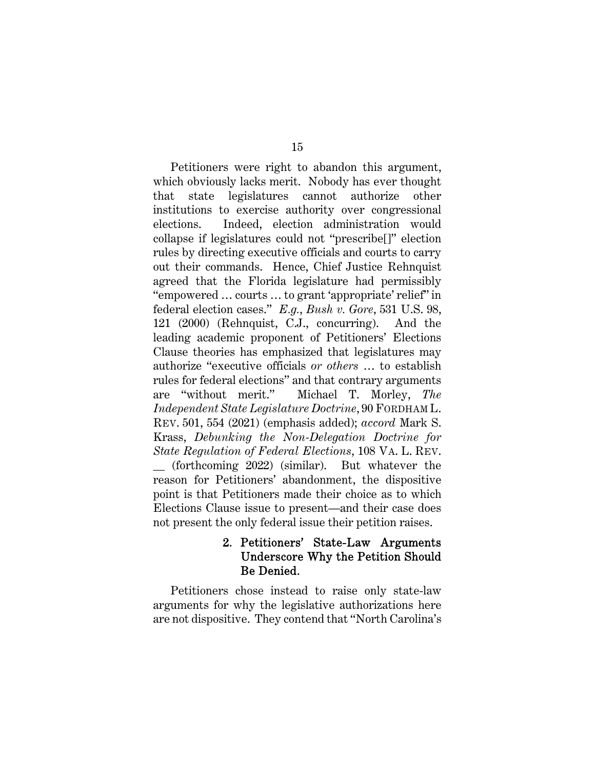Petitioners were right to abandon this argument, which obviously lacks merit. Nobody has ever thought that state legislatures cannot authorize other institutions to exercise authority over congressional elections. Indeed, election administration would collapse if legislatures could not "prescribe[]" election rules by directing executive officials and courts to carry out their commands. Hence, Chief Justice Rehnquist agreed that the Florida legislature had permissibly "empowered … courts … to grant 'appropriate' relief" in federal election cases." *E.g.*, *Bush v. Gore*, 531 U.S. 98, 121 (2000) (Rehnquist, C.J., concurring). And the leading academic proponent of Petitioners' Elections Clause theories has emphasized that legislatures may authorize "executive officials *or others* … to establish rules for federal elections" and that contrary arguments are "without merit." Michael T. Morley, *The Independent State Legislature Doctrine*, 90 FORDHAM L. REV. 501, 554 (2021) (emphasis added); *accord* Mark S. Krass, *Debunking the Non-Delegation Doctrine for State Regulation of Federal Elections*, 108 VA. L. REV. __ (forthcoming 2022) (similar). But whatever the reason for Petitioners' abandonment, the dispositive point is that Petitioners made their choice as to which Elections Clause issue to present—and their case does not present the only federal issue their petition raises.

#### 2. Petitioners' State-Law Arguments Underscore Why the Petition Should Be Denied.

Petitioners chose instead to raise only state-law arguments for why the legislative authorizations here are not dispositive. They contend that "North Carolina's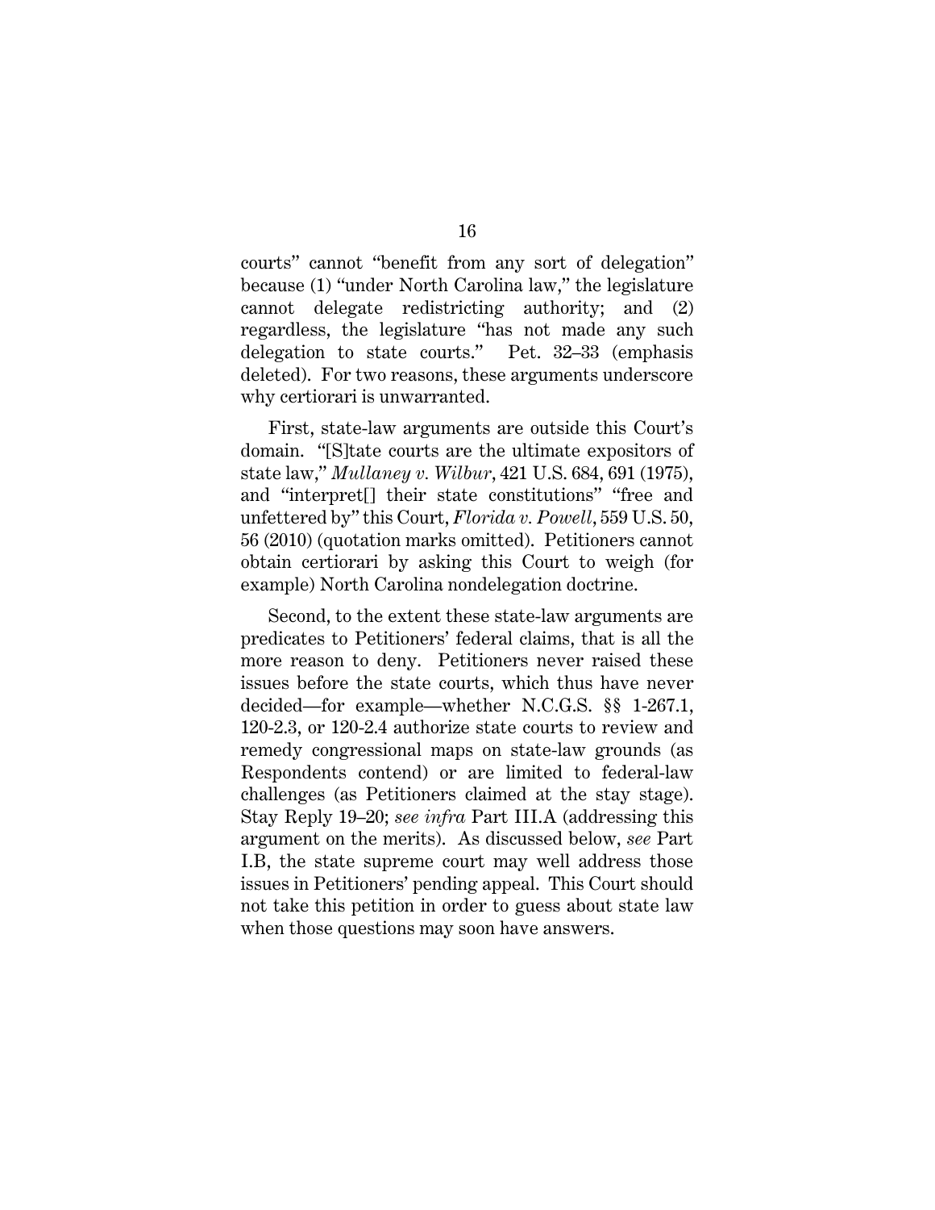courts" cannot "benefit from any sort of delegation" because (1) "under North Carolina law," the legislature cannot delegate redistricting authority; and (2) regardless, the legislature "has not made any such delegation to state courts." Pet. 32–33 (emphasis deleted). For two reasons, these arguments underscore why certiorari is unwarranted.

First, state-law arguments are outside this Court's domain. "[S]tate courts are the ultimate expositors of state law," *Mullaney v. Wilbur*, 421 U.S. 684, 691 (1975), and "interpret[] their state constitutions" "free and unfettered by" this Court, *Florida v. Powell*, 559 U.S. 50, 56 (2010) (quotation marks omitted). Petitioners cannot obtain certiorari by asking this Court to weigh (for example) North Carolina nondelegation doctrine.

Second, to the extent these state-law arguments are predicates to Petitioners' federal claims, that is all the more reason to deny. Petitioners never raised these issues before the state courts, which thus have never decided—for example—whether N.C.G.S. §§ 1-267.1, 120-2.3, or 120-2.4 authorize state courts to review and remedy congressional maps on state-law grounds (as Respondents contend) or are limited to federal-law challenges (as Petitioners claimed at the stay stage). Stay Reply 19–20; *see infra* Part III.A (addressing this argument on the merits). As discussed below, *see* Part I.B, the state supreme court may well address those issues in Petitioners' pending appeal. This Court should not take this petition in order to guess about state law when those questions may soon have answers.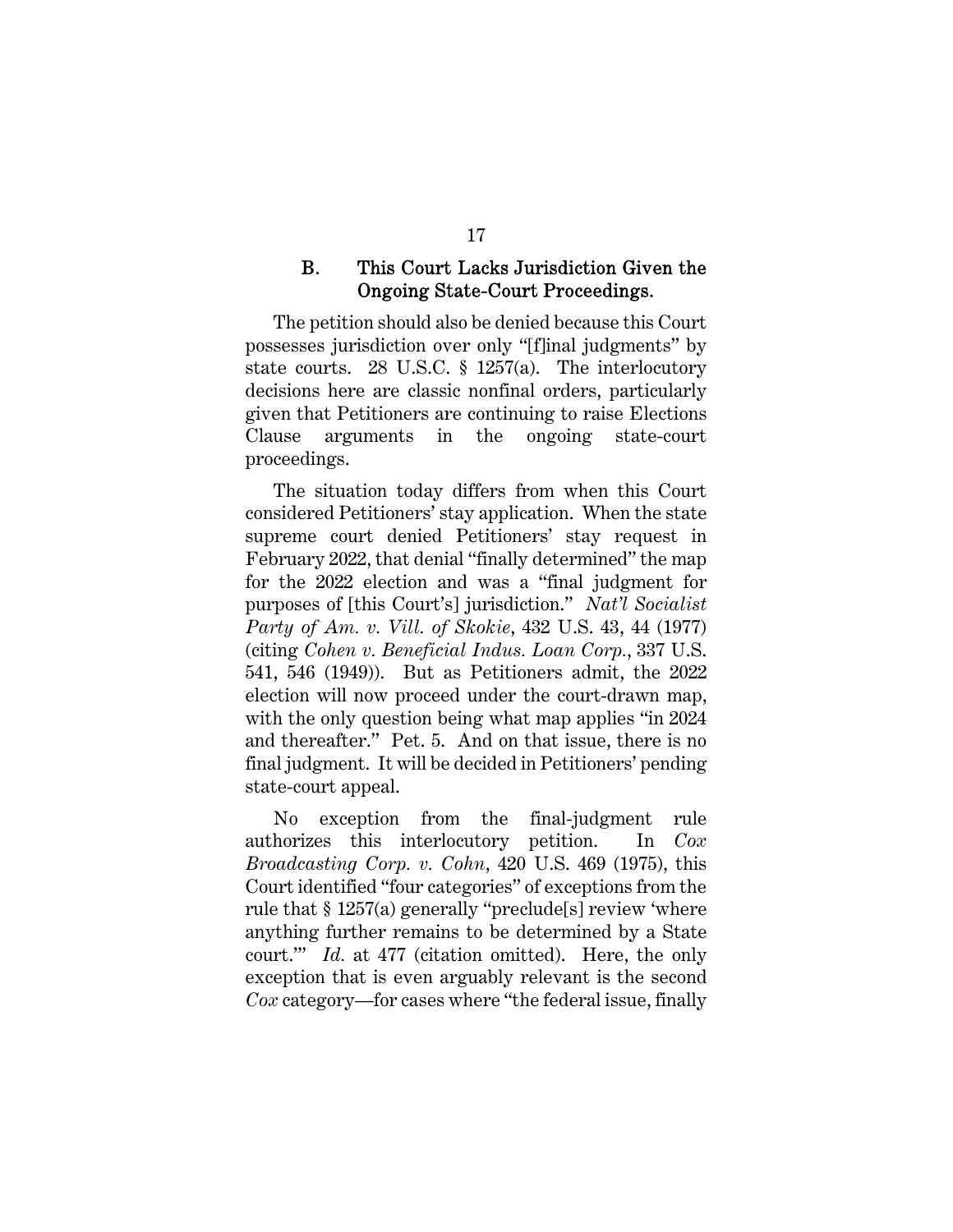### B. This Court Lacks Jurisdiction Given the Ongoing State-Court Proceedings.

The petition should also be denied because this Court possesses jurisdiction over only "[f]inal judgments" by state courts. 28 U.S.C. § 1257(a). The interlocutory decisions here are classic nonfinal orders, particularly given that Petitioners are continuing to raise Elections Clause arguments in the ongoing state-court proceedings.

The situation today differs from when this Court considered Petitioners' stay application. When the state supreme court denied Petitioners' stay request in February 2022, that denial "finally determined" the map for the 2022 election and was a "final judgment for purposes of [this Court's] jurisdiction." *Nat'l Socialist Party of Am. v. Vill. of Skokie*, 432 U.S. 43, 44 (1977) (citing *Cohen v. Beneficial Indus. Loan Corp.*, 337 U.S. 541, 546 (1949)). But as Petitioners admit, the 2022 election will now proceed under the court-drawn map, with the only question being what map applies "in 2024 and thereafter." Pet. 5. And on that issue, there is no final judgment. It will be decided in Petitioners' pending state-court appeal.

No exception from the final-judgment rule authorizes this interlocutory petition. In *Cox Broadcasting Corp. v. Cohn*, 420 U.S. 469 (1975), this Court identified "four categories" of exceptions from the rule that § 1257(a) generally "preclude[s] review 'where anything further remains to be determined by a State court.'" *Id.* at 477 (citation omitted). Here, the only exception that is even arguably relevant is the second *Cox* category—for cases where "the federal issue, finally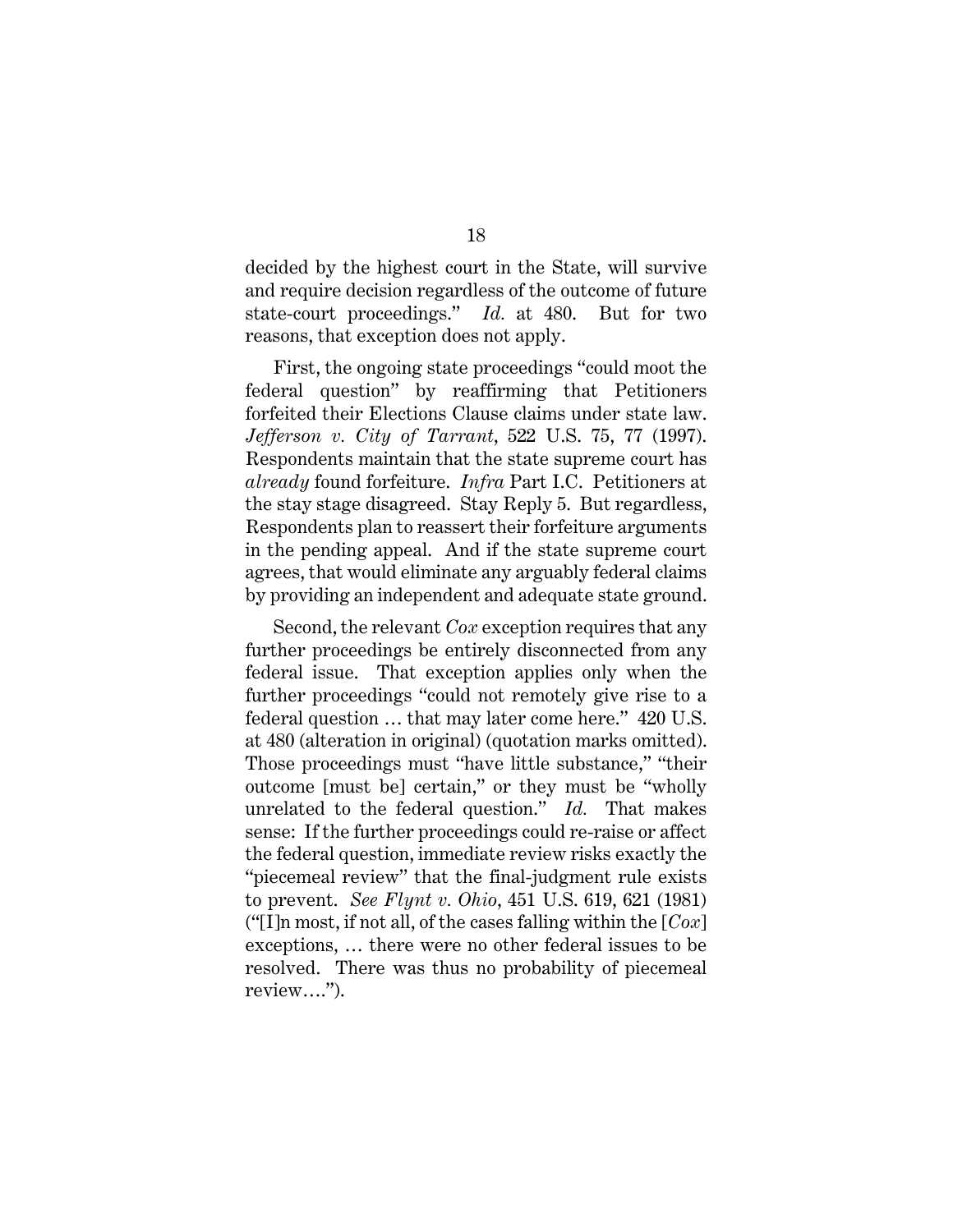decided by the highest court in the State, will survive and require decision regardless of the outcome of future state-court proceedings." *Id.* at 480. But for two reasons, that exception does not apply.

First, the ongoing state proceedings "could moot the federal question" by reaffirming that Petitioners forfeited their Elections Clause claims under state law. *Jefferson v. City of Tarrant*, 522 U.S. 75, 77 (1997). Respondents maintain that the state supreme court has *already* found forfeiture. *Infra* Part I.C. Petitioners at the stay stage disagreed. Stay Reply 5. But regardless, Respondents plan to reassert their forfeiture arguments in the pending appeal. And if the state supreme court agrees, that would eliminate any arguably federal claims by providing an independent and adequate state ground.

Second, the relevant *Cox* exception requires that any further proceedings be entirely disconnected from any federal issue. That exception applies only when the further proceedings "could not remotely give rise to a federal question … that may later come here." 420 U.S. at 480 (alteration in original) (quotation marks omitted). Those proceedings must "have little substance," "their outcome [must be] certain," or they must be "wholly unrelated to the federal question." *Id.* That makes sense: If the further proceedings could re-raise or affect the federal question, immediate review risks exactly the "piecemeal review" that the final-judgment rule exists to prevent. *See Flynt v. Ohio*, 451 U.S. 619, 621 (1981) ("[I]n most, if not all, of the cases falling within the [*Cox*] exceptions, … there were no other federal issues to be resolved. There was thus no probability of piecemeal review….").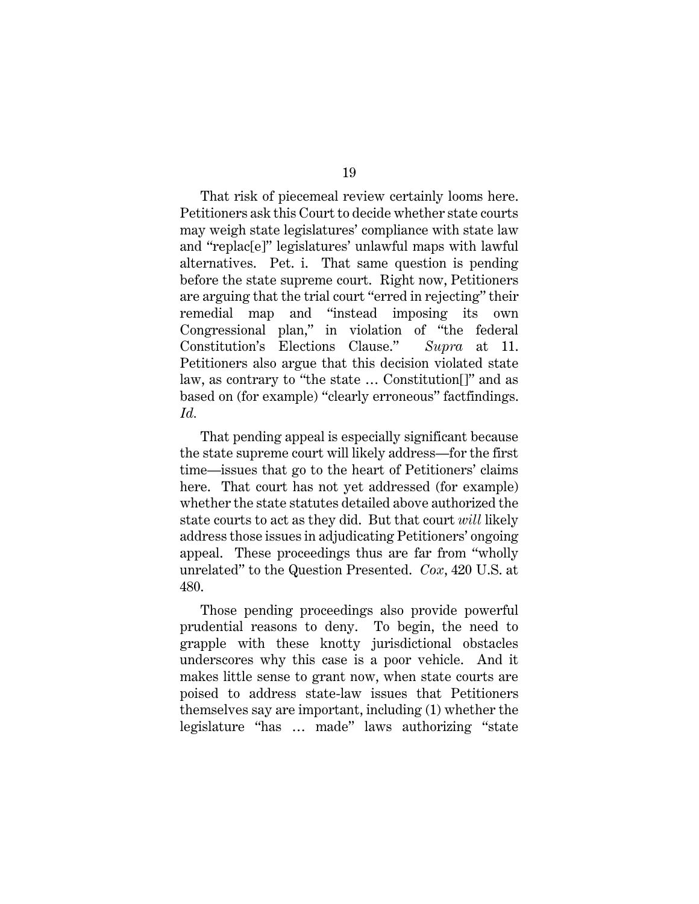That risk of piecemeal review certainly looms here. Petitioners ask this Court to decide whether state courts may weigh state legislatures' compliance with state law and "replac[e]" legislatures' unlawful maps with lawful alternatives. Pet. i. That same question is pending before the state supreme court. Right now, Petitioners are arguing that the trial court "erred in rejecting" their remedial map and "instead imposing its own Congressional plan," in violation of "the federal Constitution's Elections Clause." *Supra* at 11. Petitioners also argue that this decision violated state law, as contrary to "the state … Constitution[]" and as based on (for example) "clearly erroneous" factfindings. *Id.*

That pending appeal is especially significant because the state supreme court will likely address—for the first time—issues that go to the heart of Petitioners' claims here. That court has not yet addressed (for example) whether the state statutes detailed above authorized the state courts to act as they did. But that court *will* likely address those issues in adjudicating Petitioners' ongoing appeal. These proceedings thus are far from "wholly unrelated" to the Question Presented. *Cox*, 420 U.S. at 480.

Those pending proceedings also provide powerful prudential reasons to deny. To begin, the need to grapple with these knotty jurisdictional obstacles underscores why this case is a poor vehicle. And it makes little sense to grant now, when state courts are poised to address state-law issues that Petitioners themselves say are important, including (1) whether the legislature "has … made" laws authorizing "state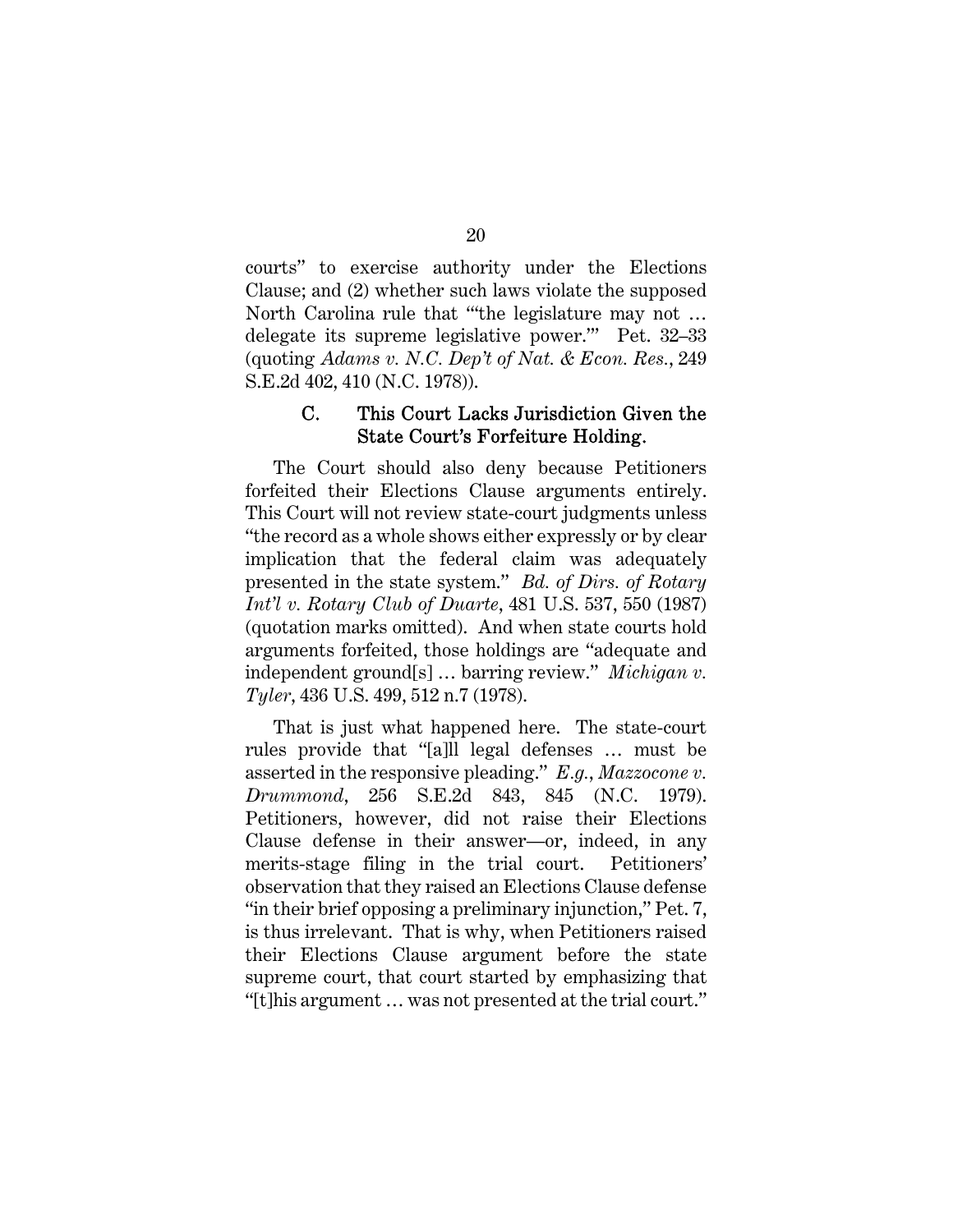courts" to exercise authority under the Elections Clause; and (2) whether such laws violate the supposed North Carolina rule that "'the legislature may not … delegate its supreme legislative power.'" Pet. 32–33 (quoting *Adams v. N.C. Dep't of Nat. & Econ. Res.*, 249 S.E.2d 402, 410 (N.C. 1978)).

### C. This Court Lacks Jurisdiction Given the State Court's Forfeiture Holding.

The Court should also deny because Petitioners forfeited their Elections Clause arguments entirely. This Court will not review state-court judgments unless "the record as a whole shows either expressly or by clear implication that the federal claim was adequately presented in the state system." *Bd. of Dirs. of Rotary Int'l v. Rotary Club of Duarte*, 481 U.S. 537, 550 (1987) (quotation marks omitted). And when state courts hold arguments forfeited, those holdings are "adequate and independent ground[s] … barring review." *Michigan v. Tyler*, 436 U.S. 499, 512 n.7 (1978).

That is just what happened here. The state-court rules provide that "[a]ll legal defenses … must be asserted in the responsive pleading." *E.g.*, *Mazzocone v. Drummond*, 256 S.E.2d 843, 845 (N.C. 1979). Petitioners, however, did not raise their Elections Clause defense in their answer—or, indeed, in any merits-stage filing in the trial court. Petitioners' observation that they raised an Elections Clause defense "in their brief opposing a preliminary injunction," Pet. 7, is thus irrelevant. That is why, when Petitioners raised their Elections Clause argument before the state supreme court, that court started by emphasizing that "[t]his argument … was not presented at the trial court."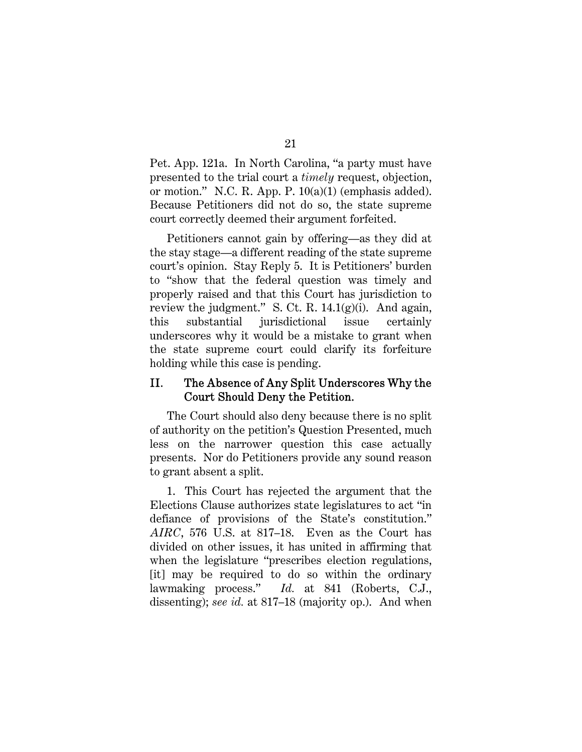Pet. App. 121a. In North Carolina, "a party must have presented to the trial court a *timely* request, objection, or motion." N.C. R. App. P. 10(a)(1) (emphasis added). Because Petitioners did not do so, the state supreme court correctly deemed their argument forfeited.

Petitioners cannot gain by offering—as they did at the stay stage—a different reading of the state supreme court's opinion. Stay Reply 5. It is Petitioners' burden to "show that the federal question was timely and properly raised and that this Court has jurisdiction to review the judgment." S. Ct. R. 14.1(g)(i). And again, this substantial jurisdictional issue certainly underscores why it would be a mistake to grant when the state supreme court could clarify its forfeiture holding while this case is pending.

## II. The Absence of Any Split Underscores Why the Court Should Deny the Petition.

The Court should also deny because there is no split of authority on the petition's Question Presented, much less on the narrower question this case actually presents. Nor do Petitioners provide any sound reason to grant absent a split.

1. This Court has rejected the argument that the Elections Clause authorizes state legislatures to act "in defiance of provisions of the State's constitution." *AIRC*, 576 U.S. at 817–18. Even as the Court has divided on other issues, it has united in affirming that when the legislature "prescribes election regulations, [it] may be required to do so within the ordinary lawmaking process." *Id.* at 841 (Roberts, C.J., dissenting); *see id.* at 817–18 (majority op.). And when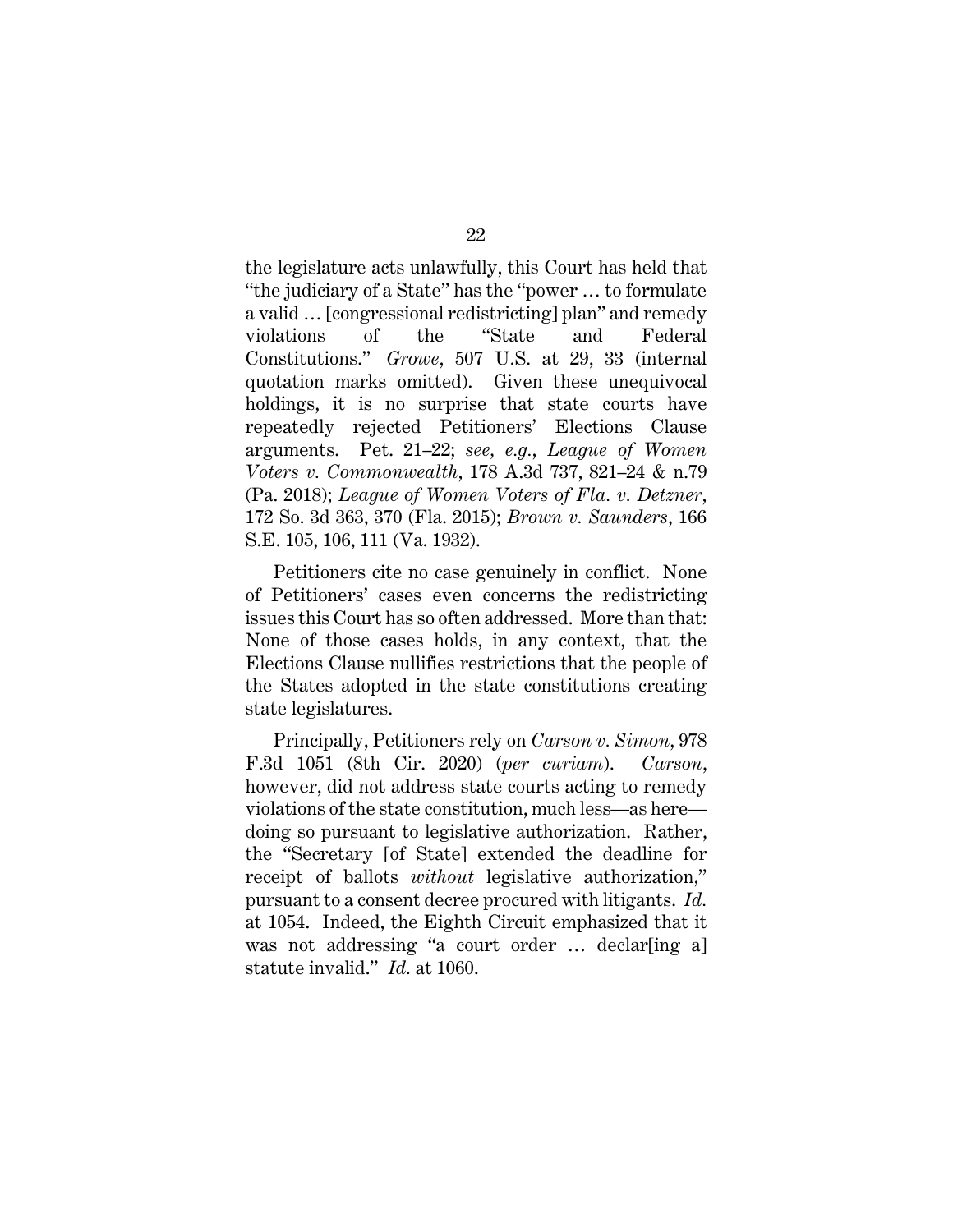the legislature acts unlawfully, this Court has held that "the judiciary of a State" has the "power … to formulate a valid … [congressional redistricting] plan" and remedy violations of the "State and Federal Constitutions." *Growe*, 507 U.S. at 29, 33 (internal quotation marks omitted). Given these unequivocal holdings, it is no surprise that state courts have repeatedly rejected Petitioners' Elections Clause arguments. Pet. 21–22; *see, e.g.*, *League of Women Voters v. Commonwealth*, 178 A.3d 737, 821–24 & n.79 (Pa. 2018); *League of Women Voters of Fla. v. Detzner*, 172 So. 3d 363, 370 (Fla. 2015); *Brown v. Saunders*, 166 S.E. 105, 106, 111 (Va. 1932).

Petitioners cite no case genuinely in conflict. None of Petitioners' cases even concerns the redistricting issues this Court has so often addressed. More than that: None of those cases holds, in any context, that the Elections Clause nullifies restrictions that the people of the States adopted in the state constitutions creating state legislatures.

Principally, Petitioners rely on *Carson v. Simon*, 978 F.3d 1051 (8th Cir. 2020) (*per curiam*). *Carson*, however, did not address state courts acting to remedy violations of the state constitution, much less—as here—doing so pursuant to legislative authorization. Rather, the "Secretary [of State] extended the deadline for receipt of ballots *without* legislative authorization," pursuant to a consent decree procured with litigants. *Id.* at 1054. Indeed, the Eighth Circuit emphasized that it was not addressing "a court order … declar[ing a] statute invalid." *Id.* at 1060.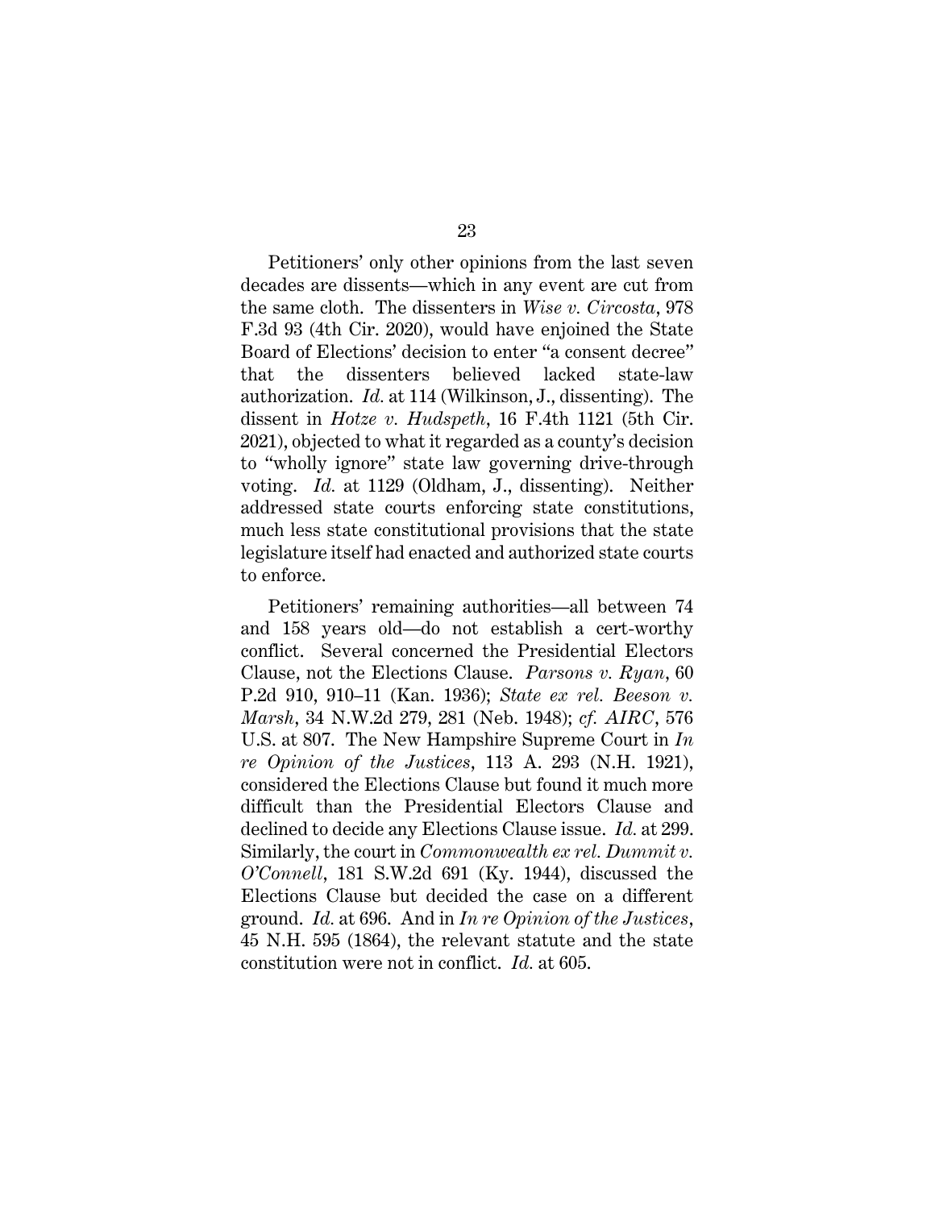Petitioners' only other opinions from the last seven decades are dissents—which in any event are cut from the same cloth. The dissenters in *Wise v. Circosta*, 978 F.3d 93 (4th Cir. 2020), would have enjoined the State Board of Elections' decision to enter "a consent decree" that the dissenters believed lacked state-law authorization. *Id.* at 114 (Wilkinson, J., dissenting). The dissent in *Hotze v. Hudspeth*, 16 F.4th 1121 (5th Cir. 2021), objected to what it regarded as a county's decision to "wholly ignore" state law governing drive-through voting. *Id.* at 1129 (Oldham, J., dissenting). Neither addressed state courts enforcing state constitutions, much less state constitutional provisions that the state legislature itself had enacted and authorized state courts to enforce.

Petitioners' remaining authorities—all between 74 and 158 years old—do not establish a cert-worthy conflict. Several concerned the Presidential Electors Clause, not the Elections Clause. *Parsons v. Ryan*, 60 P.2d 910, 910–11 (Kan. 1936); *State ex rel. Beeson v. Marsh*, 34 N.W.2d 279, 281 (Neb. 1948); *cf. AIRC*, 576 U.S. at 807. The New Hampshire Supreme Court in *In re Opinion of the Justices*, 113 A. 293 (N.H. 1921), considered the Elections Clause but found it much more difficult than the Presidential Electors Clause and declined to decide any Elections Clause issue. *Id.* at 299. Similarly, the court in *Commonwealth ex rel. Dummit v. O'Connell*, 181 S.W.2d 691 (Ky. 1944), discussed the Elections Clause but decided the case on a different ground. *Id.* at 696. And in *In re Opinion of the Justices*, 45 N.H. 595 (1864), the relevant statute and the state constitution were not in conflict. *Id.* at 605.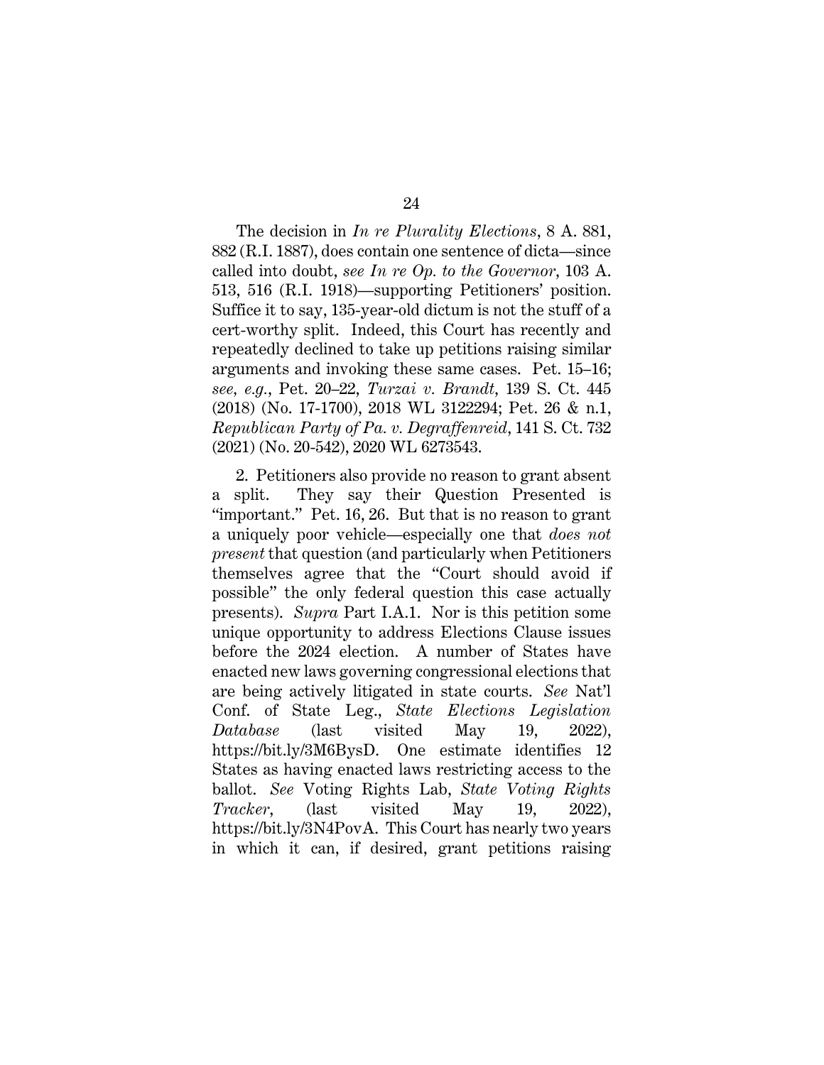The decision in *In re Plurality Elections*, 8 A. 881, 882 (R.I. 1887), does contain one sentence of dicta—since called into doubt, *see In re Op. to the Governor*, 103 A. 513, 516 (R.I. 1918)—supporting Petitioners' position. Suffice it to say, 135-year-old dictum is not the stuff of a cert-worthy split. Indeed, this Court has recently and repeatedly declined to take up petitions raising similar arguments and invoking these same cases. Pet. 15–16; *see, e.g.*, Pet. 20–22, *Turzai v. Brandt*, 139 S. Ct. 445 (2018) (No. 17-1700), 2018 WL 3122294; Pet. 26 & n.1, *Republican Party of Pa. v. Degraffenreid*, 141 S. Ct. 732 (2021) (No. 20-542), 2020 WL 6273543.

2. Petitioners also provide no reason to grant absent a split. They say their Question Presented is "important." Pet. 16, 26. But that is no reason to grant a uniquely poor vehicle—especially one that *does not present* that question (and particularly when Petitioners themselves agree that the "Court should avoid if possible" the only federal question this case actually presents). *Supra* Part I.A.1. Nor is this petition some unique opportunity to address Elections Clause issues before the 2024 election. A number of States have enacted new laws governing congressional elections that are being actively litigated in state courts. *See* Nat'l Conf. of State Leg., *State Elections Legislation Database* (last visited May 19, 2022), https://bit.ly/3M6BysD. One estimate identifies 12 States as having enacted laws restricting access to the ballot. *See* Voting Rights Lab, *State Voting Rights Tracker*, (last visited May 19, 2022), https://bit.ly/3N4PovA. This Court has nearly two years in which it can, if desired, grant petitions raising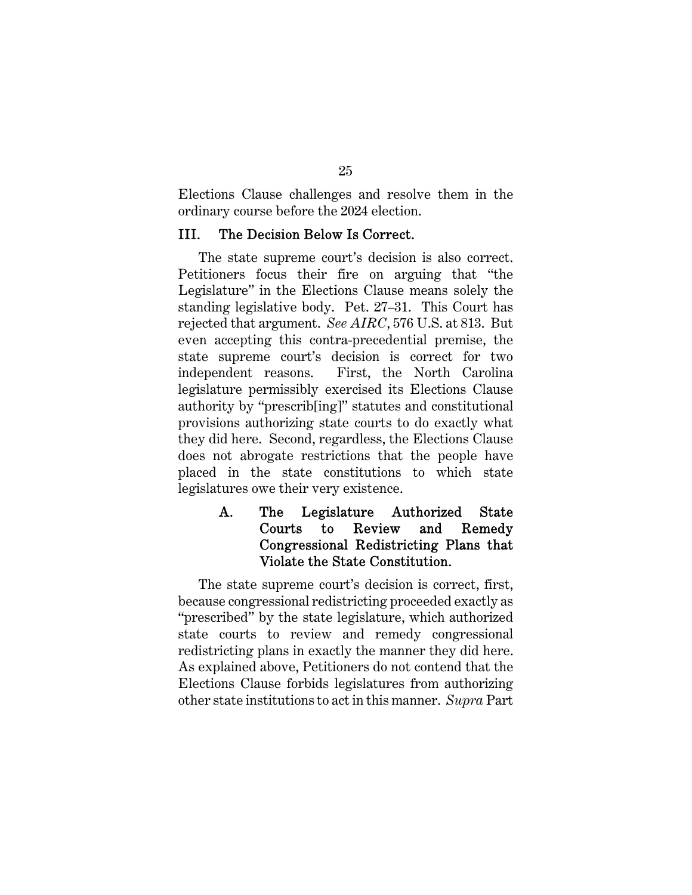Elections Clause challenges and resolve them in the ordinary course before the 2024 election.

## III. The Decision Below Is Correct.

The state supreme court's decision is also correct. Petitioners focus their fire on arguing that "the Legislature" in the Elections Clause means solely the standing legislative body. Pet. 27–31. This Court has rejected that argument. *See AIRC*, 576 U.S. at 813. But even accepting this contra-precedential premise, the state supreme court's decision is correct for two independent reasons. First, the North Carolina legislature permissibly exercised its Elections Clause authority by "prescrib[ing]" statutes and constitutional provisions authorizing state courts to do exactly what they did here. Second, regardless, the Elections Clause does not abrogate restrictions that the people have placed in the state constitutions to which state legislatures owe their very existence.

### A. The Legislature Authorized State Courts to Review and Remedy Congressional Redistricting Plans that Violate the State Constitution.

The state supreme court's decision is correct, first, because congressional redistricting proceeded exactly as "prescribed" by the state legislature, which authorized state courts to review and remedy congressional redistricting plans in exactly the manner they did here. As explained above, Petitioners do not contend that the Elections Clause forbids legislatures from authorizing other state institutions to act in this manner. *Supra* Part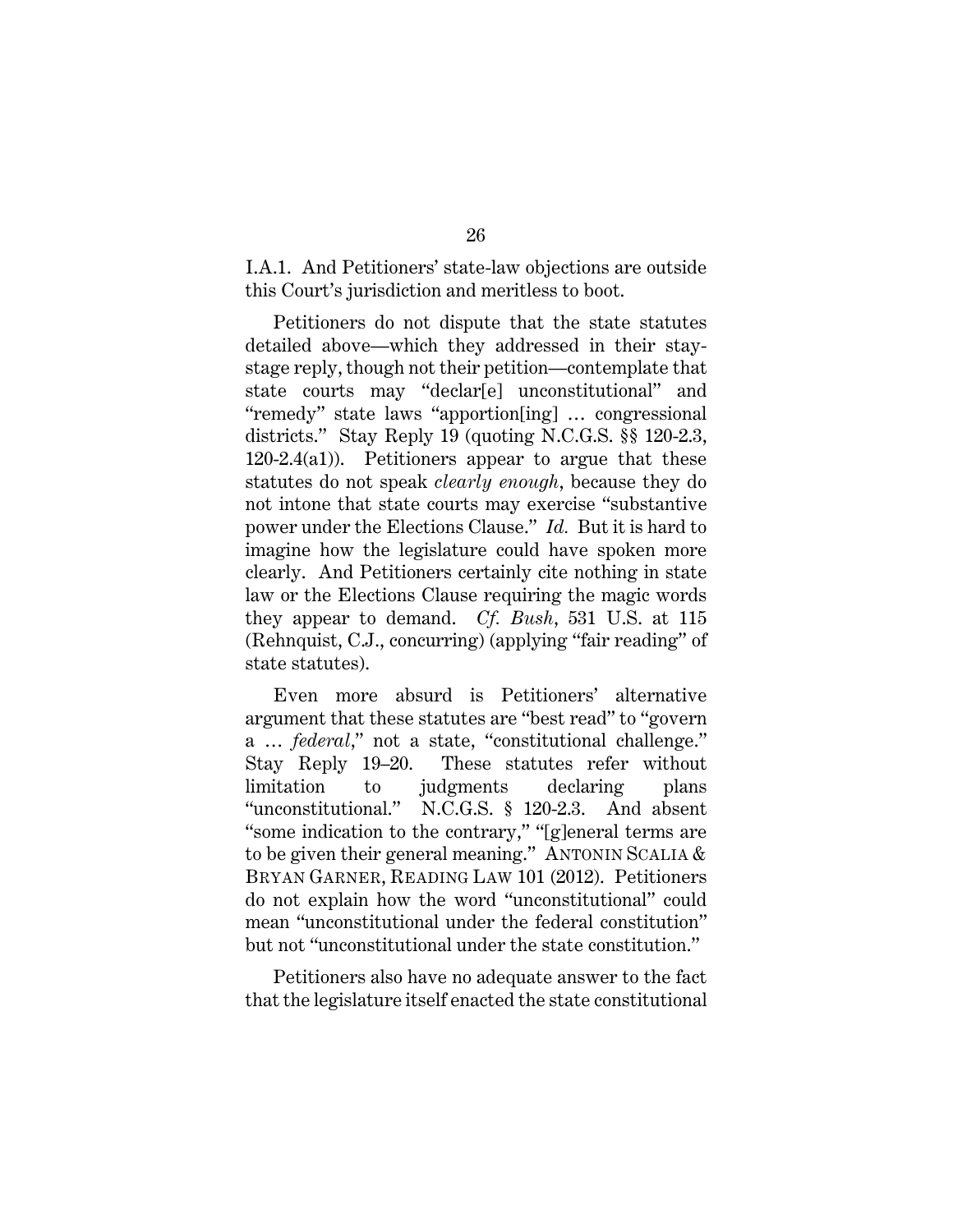I.A.1. And Petitioners' state-law objections are outside this Court's jurisdiction and meritless to boot.

Petitioners do not dispute that the state statutes detailed above—which they addressed in their stay-stage reply, though not their petition—contemplate that state courts may "declar[e] unconstitutional" and "remedy" state laws "apportion[ing] … congressional districts." Stay Reply 19 (quoting N.C.G.S. §§ 120-2.3, 120-2.4(a1)). Petitioners appear to argue that these statutes do not speak *clearly enough*, because they do not intone that state courts may exercise "substantive power under the Elections Clause." *Id.* But it is hard to imagine how the legislature could have spoken more clearly. And Petitioners certainly cite nothing in state law or the Elections Clause requiring the magic words they appear to demand. *Cf. Bush*, 531 U.S. at 115 (Rehnquist, C.J., concurring) (applying "fair reading" of state statutes).

Even more absurd is Petitioners' alternative argument that these statutes are "best read" to "govern a … *federal*," not a state, "constitutional challenge." Stay Reply 19–20. These statutes refer without limitation to judgments declaring plans "unconstitutional." N.C.G.S. § 120-2.3. And absent "some indication to the contrary," "[g]eneral terms are to be given their general meaning." ANTONIN SCALIA & BRYAN GARNER, READING LAW 101 (2012). Petitioners do not explain how the word "unconstitutional" could mean "unconstitutional under the federal constitution" but not "unconstitutional under the state constitution."

Petitioners also have no adequate answer to the fact that the legislature itself enacted the state constitutional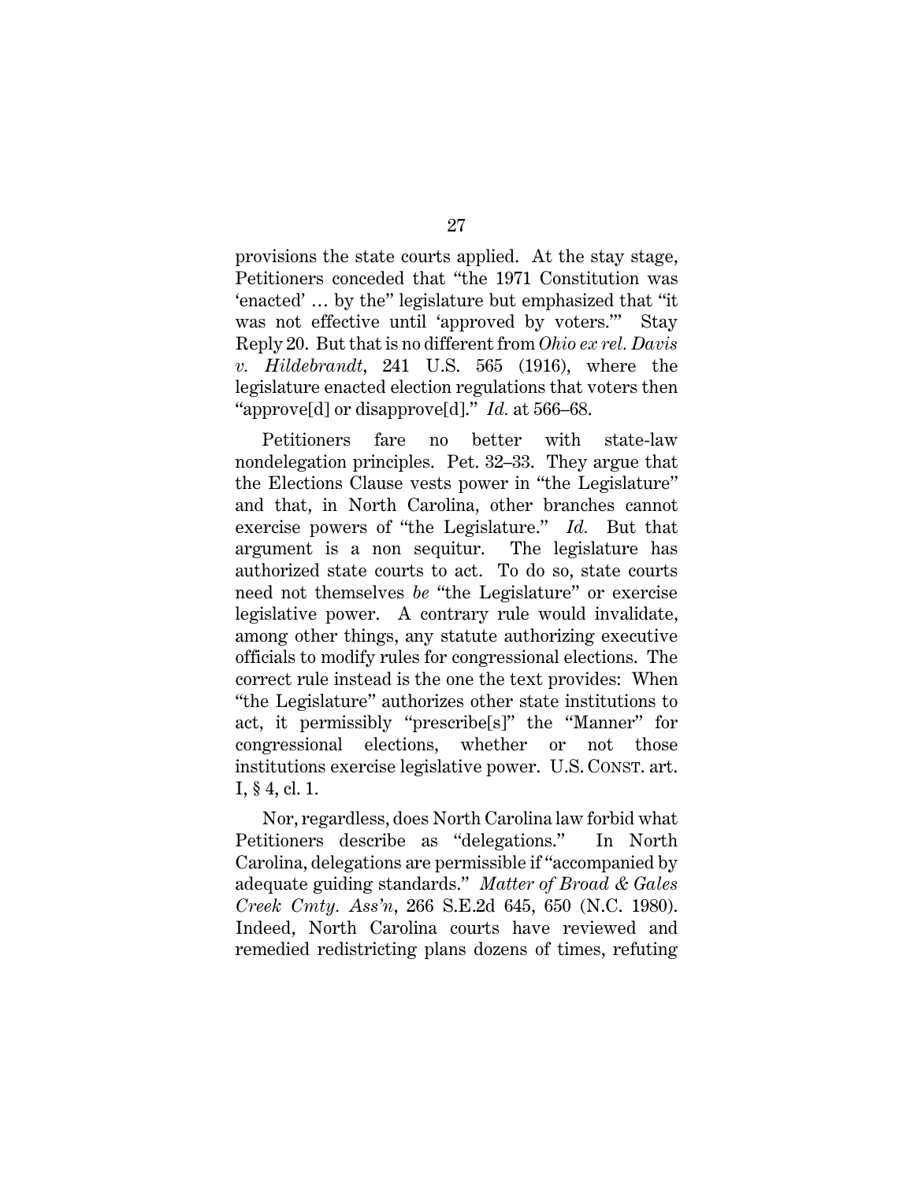provisions the state courts applied. At the stay stage, Petitioners conceded that "the 1971 Constitution was 'enacted' … by the" legislature but emphasized that "it was not effective until 'approved by voters.'" Stay Reply 20. But that is no different from *Ohio ex rel. Davis v. Hildebrandt*, 241 U.S. 565 (1916), where the legislature enacted election regulations that voters then "approve[d] or disapprove[d]." *Id.* at 566–68.

Petitioners fare no better with state-law nondelegation principles. Pet. 32–33. They argue that the Elections Clause vests power in "the Legislature" and that, in North Carolina, other branches cannot exercise powers of "the Legislature." *Id.* But that argument is a non sequitur. The legislature has authorized state courts to act. To do so, state courts need not themselves *be* "the Legislature" or exercise legislative power. A contrary rule would invalidate, among other things, any statute authorizing executive officials to modify rules for congressional elections. The correct rule instead is the one the text provides: When "the Legislature" authorizes other state institutions to act, it permissibly "prescribe[s]" the "Manner" for congressional elections, whether or not those institutions exercise legislative power. U.S. CONST. art. I, § 4, cl. 1.

Nor, regardless, does North Carolina law forbid what Petitioners describe as "delegations." In North Carolina, delegations are permissible if "accompanied by adequate guiding standards." *Matter of Broad & Gales Creek Cmty. Ass'n*, 266 S.E.2d 645, 650 (N.C. 1980). Indeed, North Carolina courts have reviewed and remedied redistricting plans dozens of times, refuting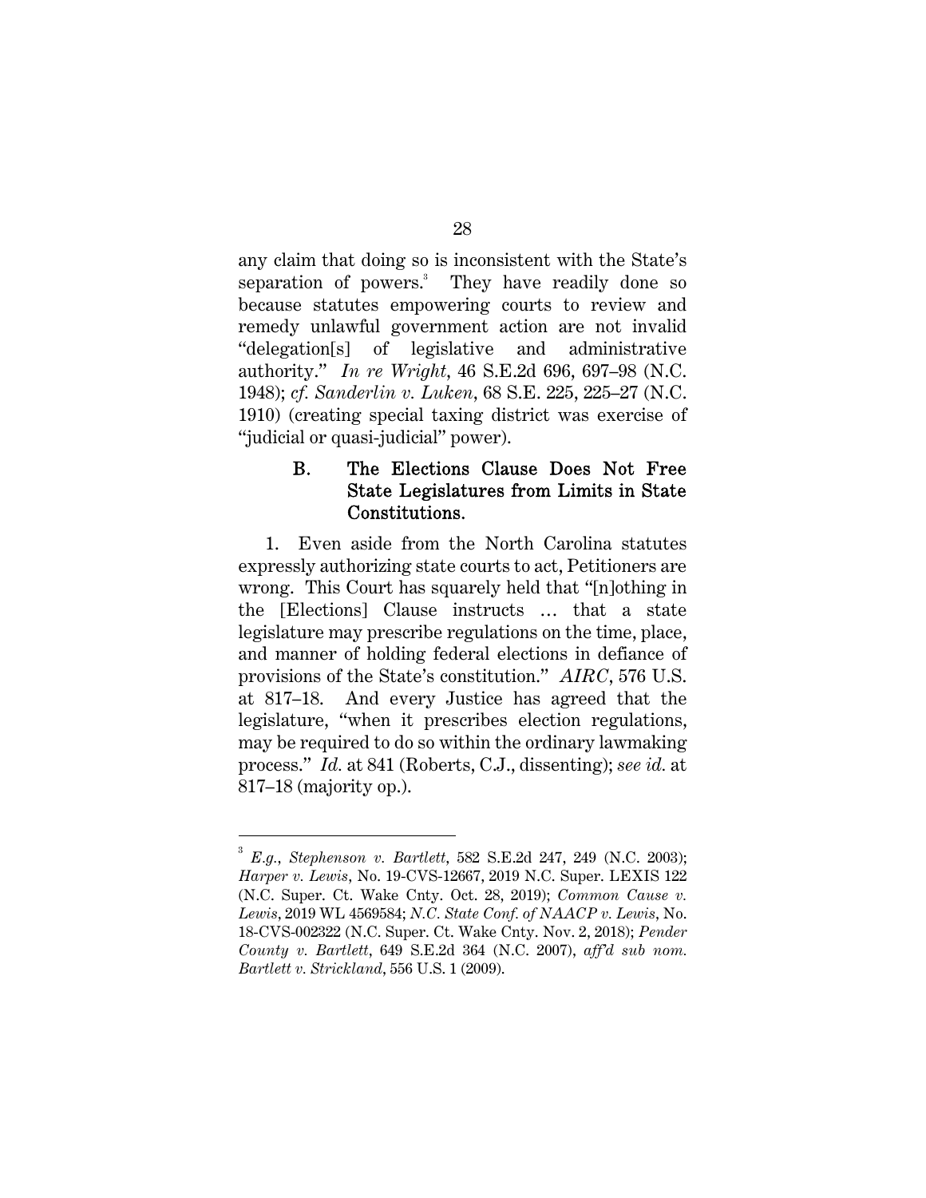any claim that doing so is inconsistent with the State's separation of powers.[3] They have readily done so because statutes empowering courts to review and remedy unlawful government action are not invalid "delegation[s] of legislative and administrative authority." *In re Wright*, 46 S.E.2d 696, 697–98 (N.C. 1948); *cf. Sanderlin v. Luken*, 68 S.E. 225, 225–27 (N.C. 1910) (creating special taxing district was exercise of "judicial or quasi-judicial" power).

### B. The Elections Clause Does Not Free State Legislatures from Limits in State Constitutions.

1. Even aside from the North Carolina statutes expressly authorizing state courts to act, Petitioners are wrong. This Court has squarely held that "[n]othing in the [Elections] Clause instructs … that a state legislature may prescribe regulations on the time, place, and manner of holding federal elections in defiance of provisions of the State's constitution." *AIRC*, 576 U.S. at 817–18. And every Justice has agreed that the legislature, "when it prescribes election regulations, may be required to do so within the ordinary lawmaking process." *Id.* at 841 (Roberts, C.J., dissenting); *see id.* at 817–18 (majority op.).

---

[3] *E.g.*, *Stephenson v. Bartlett*, 582 S.E.2d 247, 249 (N.C. 2003); *Harper v. Lewis*, No. 19-CVS-12667, 2019 N.C. Super. LEXIS 122 (N.C. Super. Ct. Wake Cnty. Oct. 28, 2019); *Common Cause v. Lewis*, 2019 WL 4569584; *N.C. State Conf. of NAACP v. Lewis*, No. 18-CVS-002322 (N.C. Super. Ct. Wake Cnty. Nov. 2, 2018); *Pender County v. Bartlett*, 649 S.E.2d 364 (N.C. 2007), *aff'd sub nom. Bartlett v. Strickland*, 556 U.S. 1 (2009).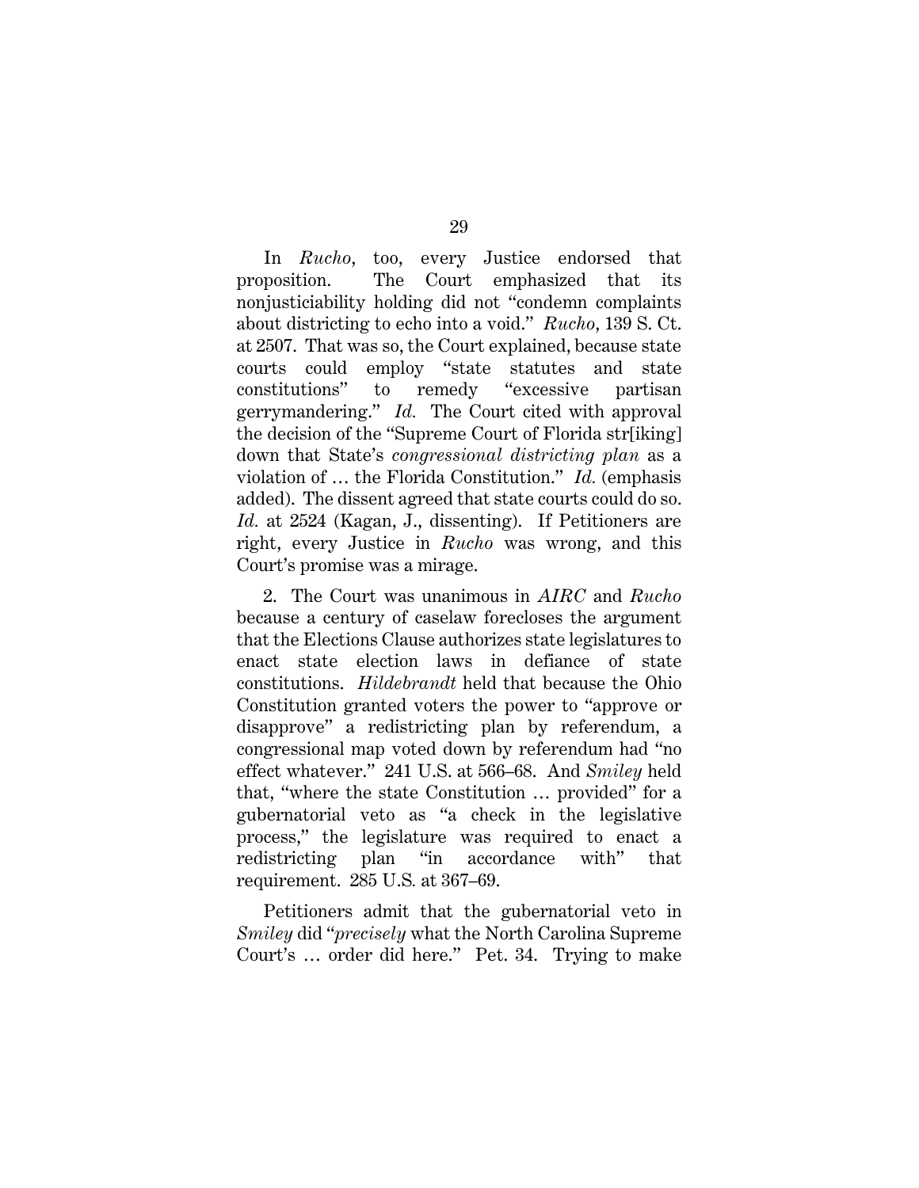In *Rucho*, too, every Justice endorsed that proposition. The Court emphasized that its nonjusticiability holding did not "condemn complaints about districting to echo into a void." *Rucho*, 139 S. Ct. at 2507. That was so, the Court explained, because state courts could employ "state statutes and state constitutions" to remedy "excessive partisan gerrymandering." *Id.* The Court cited with approval the decision of the "Supreme Court of Florida str[iking] down that State's *congressional districting plan* as a violation of … the Florida Constitution." *Id.* (emphasis added). The dissent agreed that state courts could do so. *Id.* at 2524 (Kagan, J., dissenting). If Petitioners are right, every Justice in *Rucho* was wrong, and this Court's promise was a mirage.

2. The Court was unanimous in *AIRC* and *Rucho* because a century of caselaw forecloses the argument that the Elections Clause authorizes state legislatures to enact state election laws in defiance of state constitutions. *Hildebrandt* held that because the Ohio Constitution granted voters the power to "approve or disapprove" a redistricting plan by referendum, a congressional map voted down by referendum had "no effect whatever." 241 U.S. at 566–68. And *Smiley* held that, "where the state Constitution … provided" for a gubernatorial veto as "a check in the legislative process," the legislature was required to enact a redistricting plan "in accordance with" that requirement. 285 U.S. at 367–69.

Petitioners admit that the gubernatorial veto in *Smiley* did "*precisely* what the North Carolina Supreme Court's … order did here." Pet. 34. Trying to make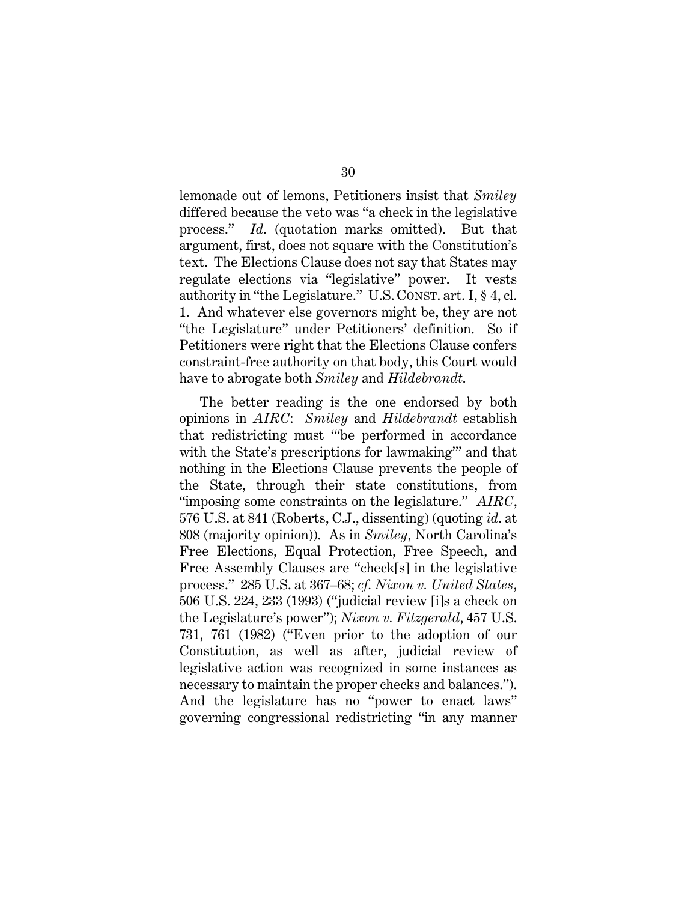lemonade out of lemons, Petitioners insist that *Smiley* differed because the veto was "a check in the legislative process." *Id.* (quotation marks omitted). But that argument, first, does not square with the Constitution's text. The Elections Clause does not say that States may regulate elections via "legislative" power. It vests authority in "the Legislature." U.S. CONST. art. I, § 4, cl. 1. And whatever else governors might be, they are not "the Legislature" under Petitioners' definition. So if Petitioners were right that the Elections Clause confers constraint-free authority on that body, this Court would have to abrogate both *Smiley* and *Hildebrandt*.

The better reading is the one endorsed by both opinions in *AIRC*: *Smiley* and *Hildebrandt* establish that redistricting must "'be performed in accordance with the State's prescriptions for lawmaking'" and that nothing in the Elections Clause prevents the people of the State, through their state constitutions, from "imposing some constraints on the legislature." *AIRC*, 576 U.S. at 841 (Roberts, C.J., dissenting) (quoting *id.* at 808 (majority opinion)). As in *Smiley*, North Carolina's Free Elections, Equal Protection, Free Speech, and Free Assembly Clauses are "check[s] in the legislative process." 285 U.S. at 367–68; *cf. Nixon v. United States*, 506 U.S. 224, 233 (1993) ("judicial review [i]s a check on the Legislature's power"); *Nixon v. Fitzgerald*, 457 U.S. 731, 761 (1982) ("Even prior to the adoption of our Constitution, as well as after, judicial review of legislative action was recognized in some instances as necessary to maintain the proper checks and balances."). And the legislature has no "power to enact laws" governing congressional redistricting "in any manner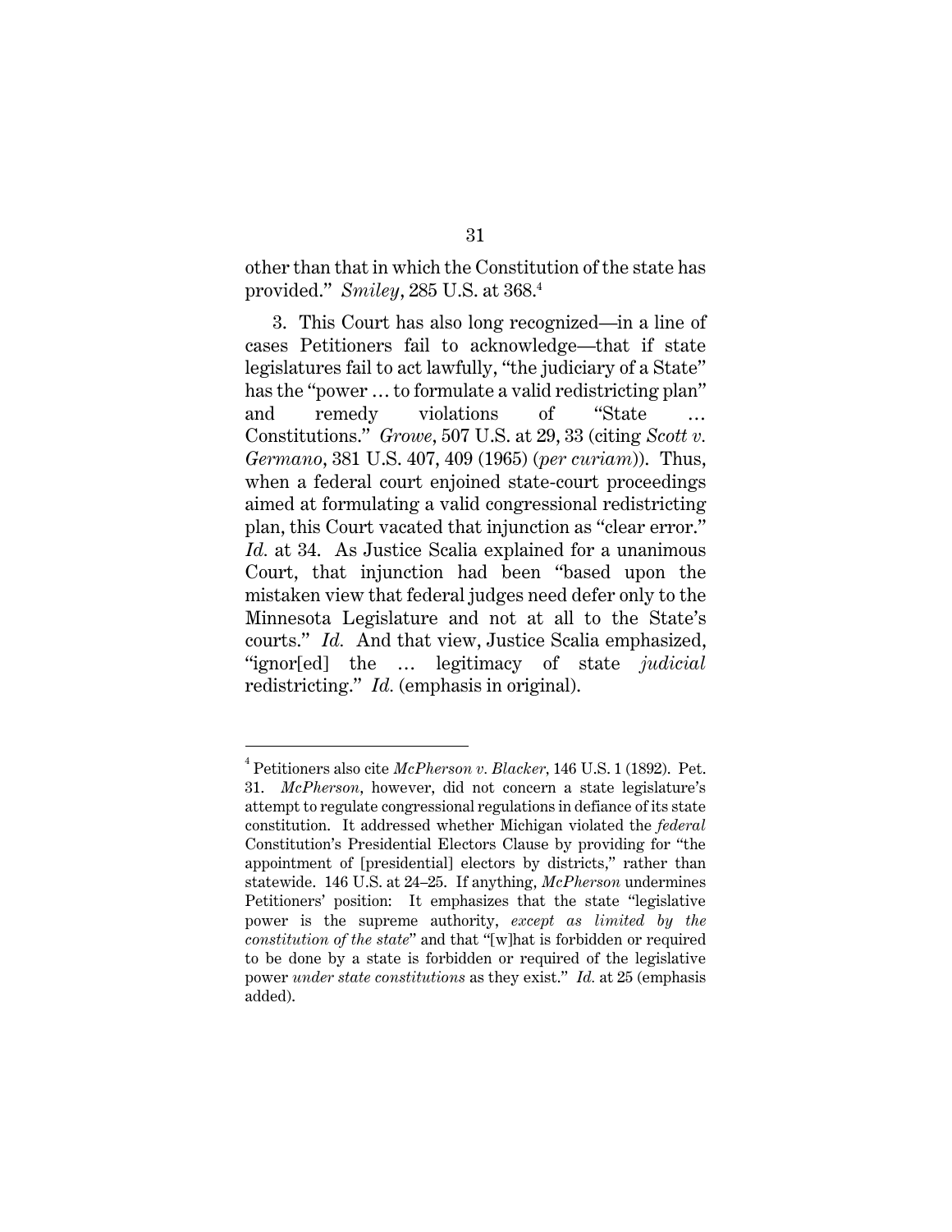other than that in which the Constitution of the state has provided." *Smiley*, 285 U.S. at 368.[4]

3. This Court has also long recognized—in a line of cases Petitioners fail to acknowledge—that if state legislatures fail to act lawfully, "the judiciary of a State" has the "power … to formulate a valid redistricting plan" and remedy violations of "State … Constitutions." *Growe*, 507 U.S. at 29, 33 (citing *Scott v. Germano*, 381 U.S. 407, 409 (1965) (*per curiam*)). Thus, when a federal court enjoined state-court proceedings aimed at formulating a valid congressional redistricting plan, this Court vacated that injunction as "clear error." *Id.* at 34. As Justice Scalia explained for a unanimous Court, that injunction had been "based upon the mistaken view that federal judges need defer only to the Minnesota Legislature and not at all to the State's courts." *Id.* And that view, Justice Scalia emphasized, "ignor[ed] the … legitimacy of state *judicial* redistricting." *Id.* (emphasis in original).

---

[4] Petitioners also cite *McPherson v. Blacker*, 146 U.S. 1 (1892). Pet. 31. *McPherson*, however, did not concern a state legislature's attempt to regulate congressional regulations in defiance of its state constitution. It addressed whether Michigan violated the *federal* Constitution's Presidential Electors Clause by providing for "the appointment of [presidential] electors by districts," rather than statewide. 146 U.S. at 24–25. If anything, *McPherson* undermines Petitioners' position: It emphasizes that the state "legislative power is the supreme authority, *except as limited by the constitution of the state*" and that "[w]hat is forbidden or required to be done by a state is forbidden or required of the legislative power *under state constitutions* as they exist." *Id.* at 25 (emphasis added).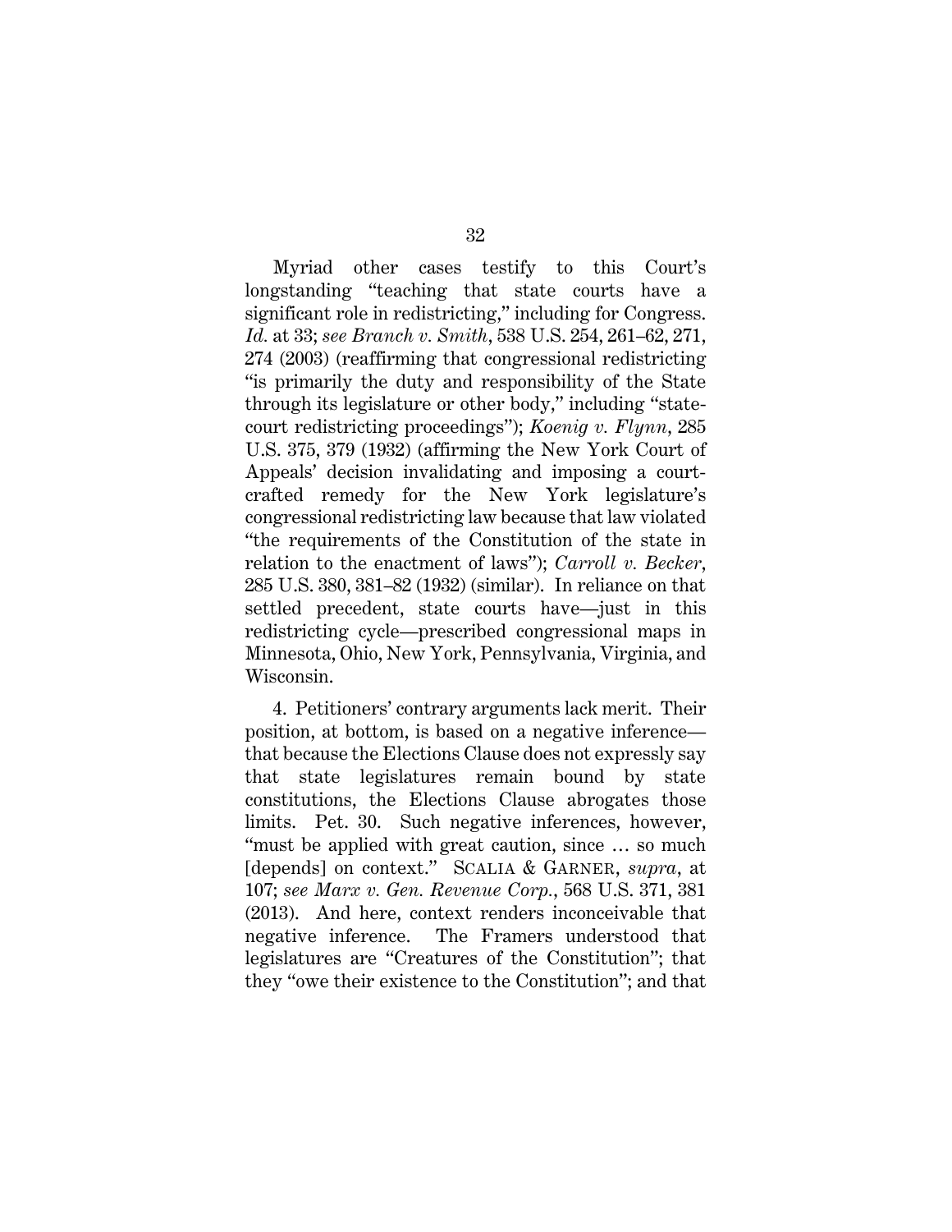Myriad other cases testify to this Court's longstanding "teaching that state courts have a significant role in redistricting," including for Congress. *Id.* at 33; *see Branch v. Smith*, 538 U.S. 254, 261–62, 271, 274 (2003) (reaffirming that congressional redistricting "is primarily the duty and responsibility of the State through its legislature or other body," including "state-court redistricting proceedings"); *Koenig v. Flynn*, 285 U.S. 375, 379 (1932) (affirming the New York Court of Appeals' decision invalidating and imposing a court-crafted remedy for the New York legislature's congressional redistricting law because that law violated "the requirements of the Constitution of the state in relation to the enactment of laws"); *Carroll v. Becker*, 285 U.S. 380, 381–82 (1932) (similar). In reliance on that settled precedent, state courts have—just in this redistricting cycle—prescribed congressional maps in Minnesota, Ohio, New York, Pennsylvania, Virginia, and Wisconsin.

4. Petitioners' contrary arguments lack merit. Their position, at bottom, is based on a negative inference—that because the Elections Clause does not expressly say that state legislatures remain bound by state constitutions, the Elections Clause abrogates those limits. Pet. 30. Such negative inferences, however, "must be applied with great caution, since … so much [depends] on context." SCALIA & GARNER, *supra*, at 107; *see Marx v. Gen. Revenue Corp.*, 568 U.S. 371, 381 (2013). And here, context renders inconceivable that negative inference. The Framers understood that legislatures are "Creatures of the Constitution"; that they "owe their existence to the Constitution"; and that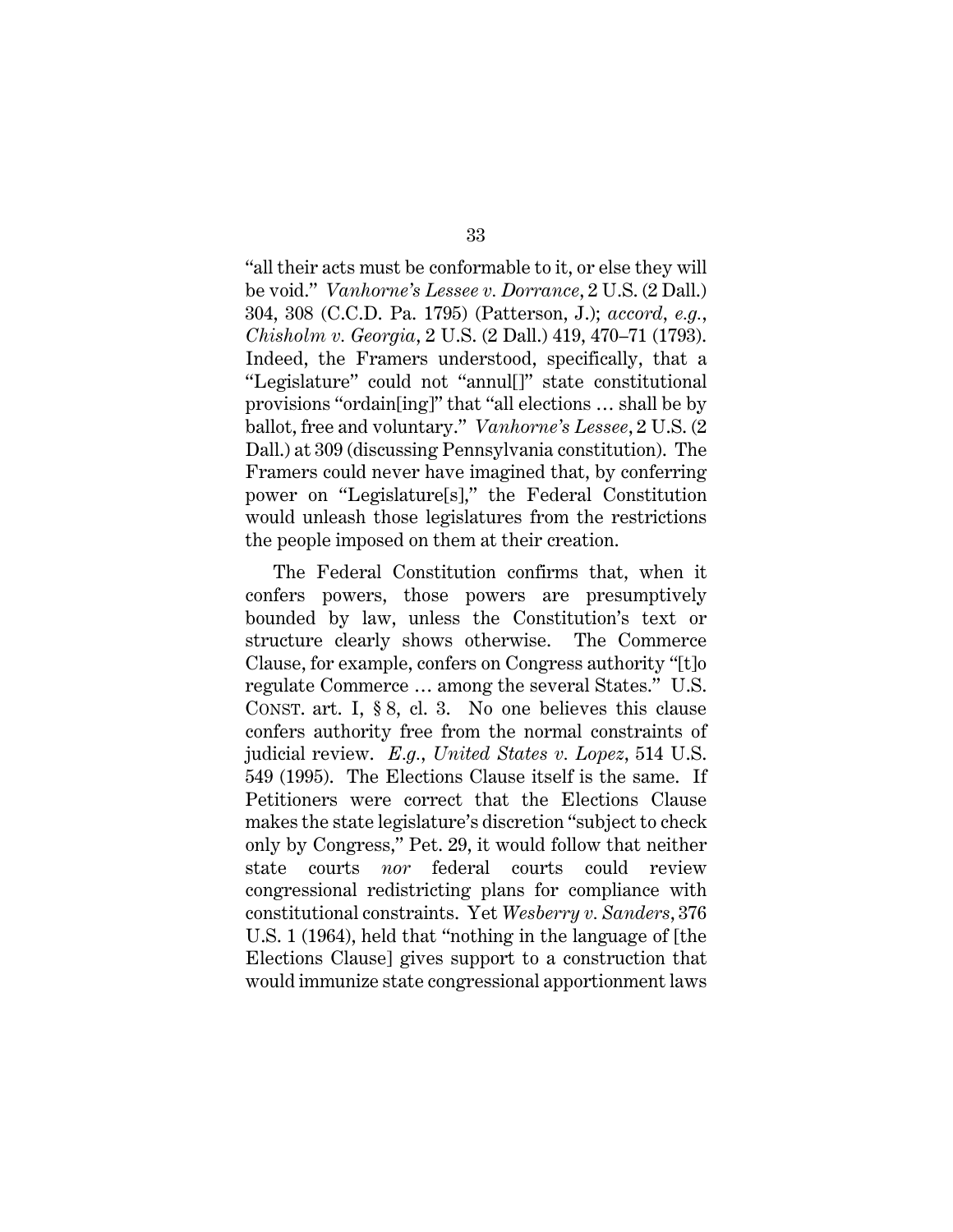"all their acts must be conformable to it, or else they will be void." *Vanhorne's Lessee v. Dorrance*, 2 U.S. (2 Dall.) 304, 308 (C.C.D. Pa. 1795) (Patterson, J.); *accord*, *e.g.*, *Chisholm v. Georgia*, 2 U.S. (2 Dall.) 419, 470–71 (1793). Indeed, the Framers understood, specifically, that a "Legislature" could not "annul[]" state constitutional provisions "ordain[ing]" that "all elections … shall be by ballot, free and voluntary." *Vanhorne's Lessee*, 2 U.S. (2 Dall.) at 309 (discussing Pennsylvania constitution). The Framers could never have imagined that, by conferring power on "Legislature[s]," the Federal Constitution would unleash those legislatures from the restrictions the people imposed on them at their creation.

The Federal Constitution confirms that, when it confers powers, those powers are presumptively bounded by law, unless the Constitution's text or structure clearly shows otherwise. The Commerce Clause, for example, confers on Congress authority "[t]o regulate Commerce … among the several States." U.S. CONST. art. I, § 8, cl. 3. No one believes this clause confers authority free from the normal constraints of judicial review. *E.g.*, *United States v. Lopez*, 514 U.S. 549 (1995). The Elections Clause itself is the same. If Petitioners were correct that the Elections Clause makes the state legislature's discretion "subject to check only by Congress," Pet. 29, it would follow that neither state courts *nor* federal courts could review congressional redistricting plans for compliance with constitutional constraints. Yet *Wesberry v. Sanders*, 376 U.S. 1 (1964), held that "nothing in the language of [the Elections Clause] gives support to a construction that would immunize state congressional apportionment laws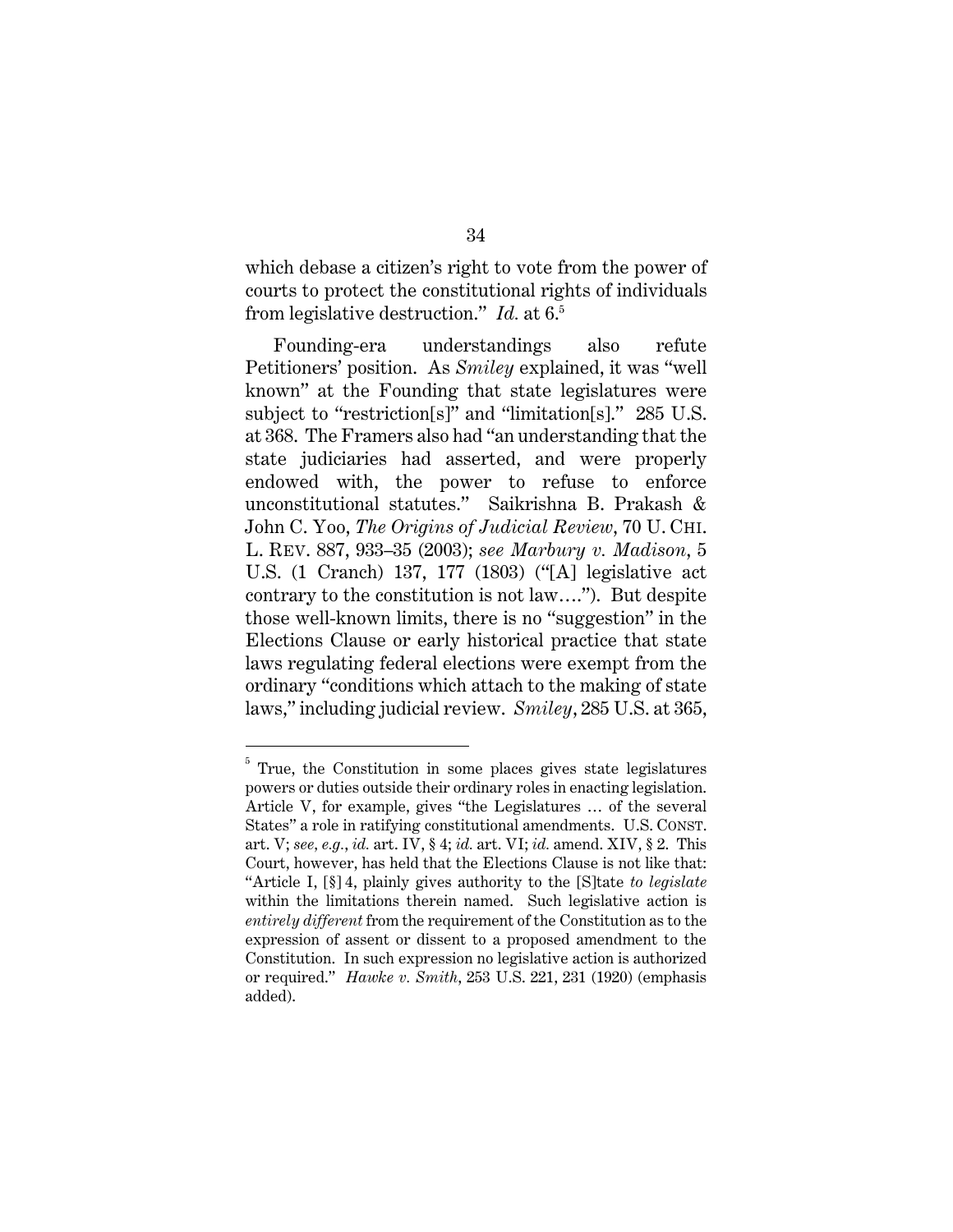which debase a citizen's right to vote from the power of courts to protect the constitutional rights of individuals from legislative destruction." *Id.* at 6.[5]

Founding-era understandings also refute Petitioners' position. As *Smiley* explained, it was "well known" at the Founding that state legislatures were subject to "restriction[s]" and "limitation[s]." 285 U.S. at 368. The Framers also had "an understanding that the state judiciaries had asserted, and were properly endowed with, the power to refuse to enforce unconstitutional statutes." Saikrishna B. Prakash & John C. Yoo, *The Origins of Judicial Review*, 70 U. CHI. L. REV. 887, 933–35 (2003); *see Marbury v. Madison*, 5 U.S. (1 Cranch) 137, 177 (1803) ("[A] legislative act contrary to the constitution is not law…."). But despite those well-known limits, there is no "suggestion" in the Elections Clause or early historical practice that state laws regulating federal elections were exempt from the ordinary "conditions which attach to the making of state laws," including judicial review. *Smiley*, 285 U.S. at 365,

---

[5] True, the Constitution in some places gives state legislatures powers or duties outside their ordinary roles in enacting legislation. Article V, for example, gives "the Legislatures … of the several States" a role in ratifying constitutional amendments. U.S. CONST. art. V; *see, e.g.*, *id.* art. IV, § 4; *id.* art. VI; *id.* amend. XIV, § 2. This Court, however, has held that the Elections Clause is not like that: "Article I, [§] 4, plainly gives authority to the [S]tate *to legislate* within the limitations therein named. Such legislative action is *entirely different* from the requirement of the Constitution as to the expression of assent or dissent to a proposed amendment to the Constitution. In such expression no legislative action is authorized or required." *Hawke v. Smith*, 253 U.S. 221, 231 (1920) (emphasis added).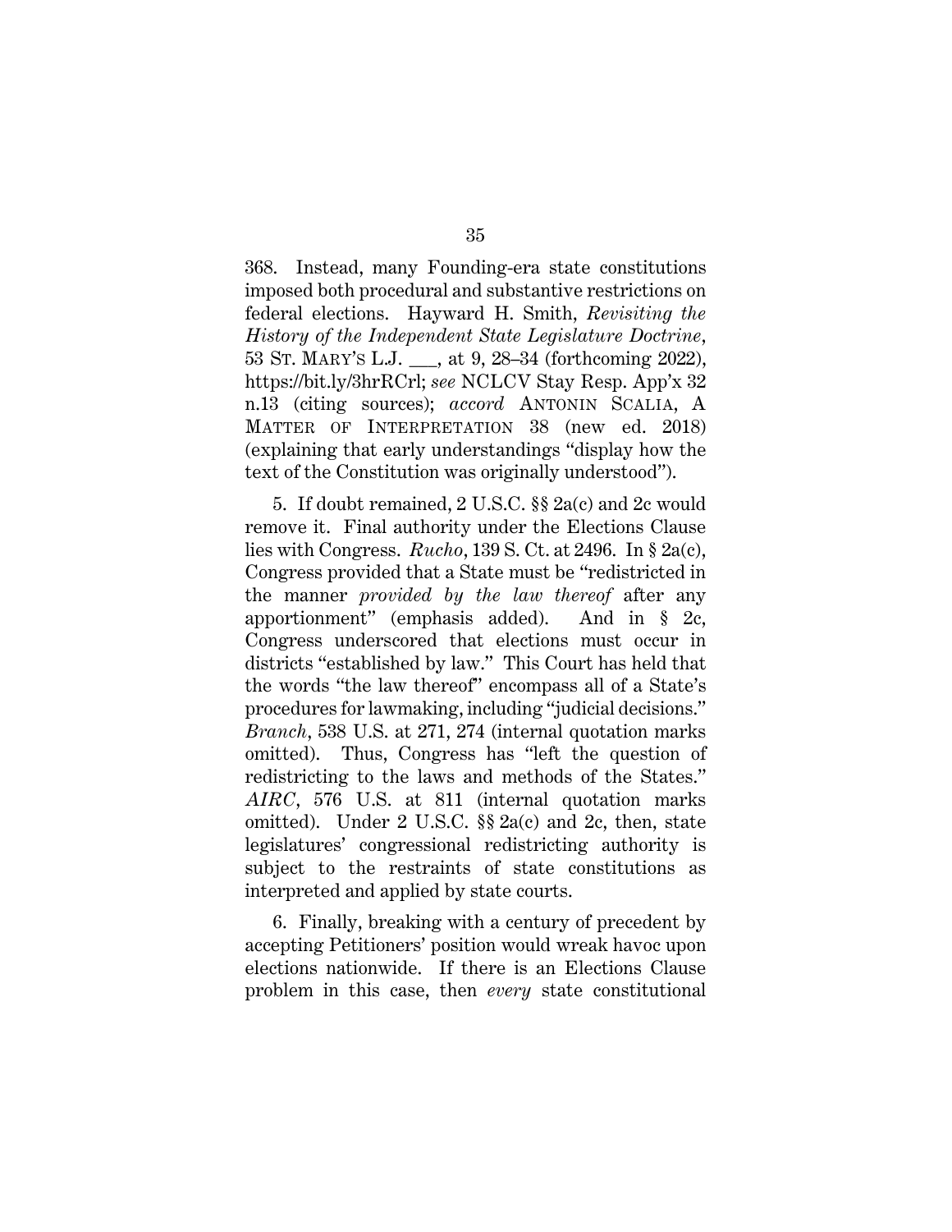368. Instead, many Founding-era state constitutions imposed both procedural and substantive restrictions on federal elections. Hayward H. Smith, *Revisiting the History of the Independent State Legislature Doctrine*, 53 ST. MARY'S L.J. ___, at 9, 28–34 (forthcoming 2022), https://bit.ly/3hrRCrl; *see* NCLCV Stay Resp. App'x 32 n.13 (citing sources); *accord* ANTONIN SCALIA, A MATTER OF INTERPRETATION 38 (new ed. 2018) (explaining that early understandings "display how the text of the Constitution was originally understood").

5. If doubt remained, 2 U.S.C. §§ 2a(c) and 2c would remove it. Final authority under the Elections Clause lies with Congress. *Rucho*, 139 S. Ct. at 2496. In § 2a(c), Congress provided that a State must be "redistricted in the manner *provided by the law thereof* after any apportionment" (emphasis added). And in § 2c, Congress underscored that elections must occur in districts "established by law." This Court has held that the words "the law thereof" encompass all of a State's procedures for lawmaking, including "judicial decisions." *Branch*, 538 U.S. at 271, 274 (internal quotation marks omitted). Thus, Congress has "left the question of redistricting to the laws and methods of the States." *AIRC*, 576 U.S. at 811 (internal quotation marks omitted). Under 2 U.S.C. §§ 2a(c) and 2c, then, state legislatures' congressional redistricting authority is subject to the restraints of state constitutions as interpreted and applied by state courts.

6. Finally, breaking with a century of precedent by accepting Petitioners' position would wreak havoc upon elections nationwide. If there is an Elections Clause problem in this case, then *every* state constitutional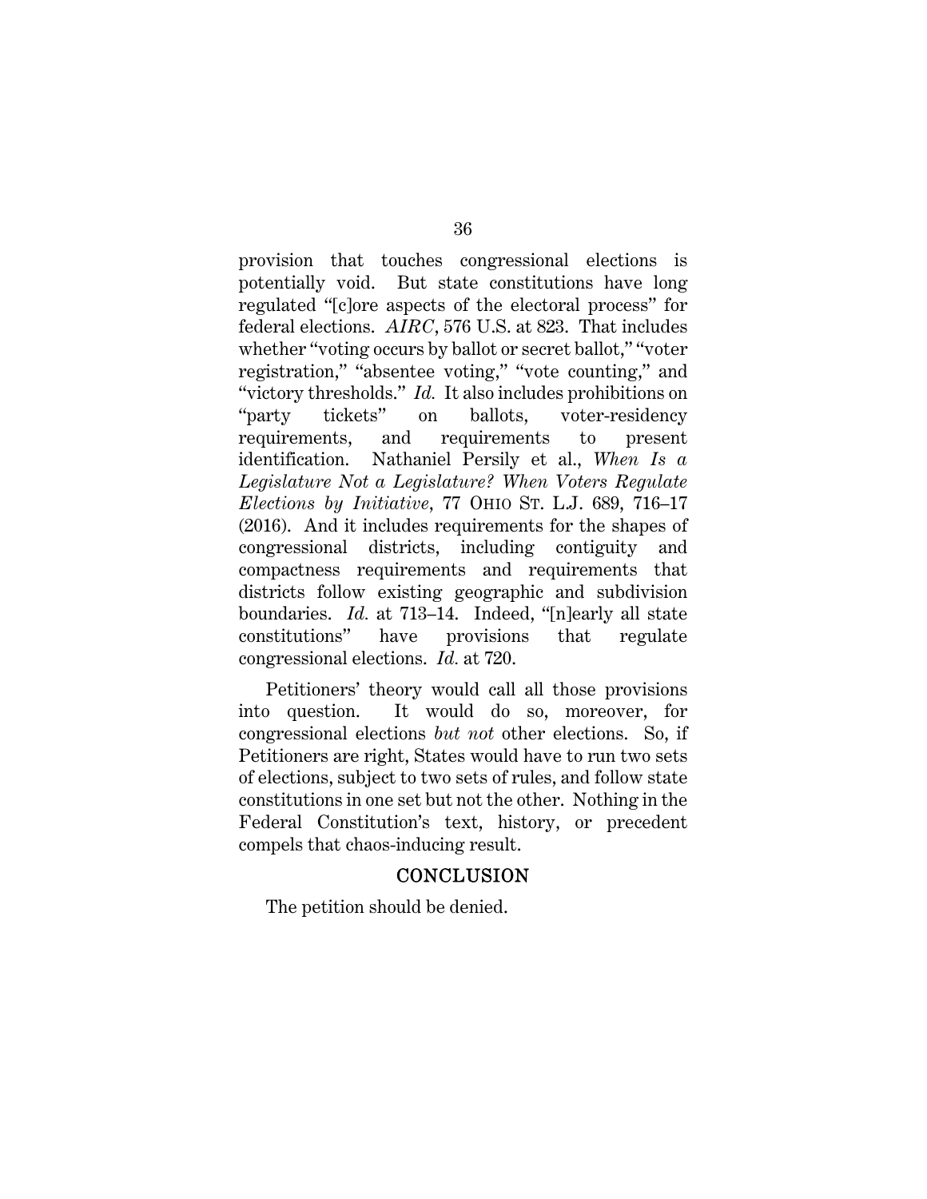provision that touches congressional elections is potentially void. But state constitutions have long regulated "[c]ore aspects of the electoral process" for federal elections. *AIRC*, 576 U.S. at 823. That includes whether "voting occurs by ballot or secret ballot," "voter registration," "absentee voting," "vote counting," and "victory thresholds." *Id.* It also includes prohibitions on "party tickets" on ballots, voter-residency requirements, and requirements to present identification. Nathaniel Persily et al., *When Is a Legislature Not a Legislature? When Voters Regulate Elections by Initiative*, 77 OHIO ST. L.J. 689, 716–17 (2016). And it includes requirements for the shapes of congressional districts, including contiguity and compactness requirements and requirements that districts follow existing geographic and subdivision boundaries. *Id.* at 713–14. Indeed, "[n]early all state constitutions" have provisions that regulate congressional elections. *Id.* at 720.

Petitioners' theory would call all those provisions into question. It would do so, moreover, for congressional elections *but not* other elections. So, if Petitioners are right, States would have to run two sets of elections, subject to two sets of rules, and follow state constitutions in one set but not the other. Nothing in the Federal Constitution's text, history, or precedent compels that chaos-inducing result.

## CONCLUSION

The petition should be denied.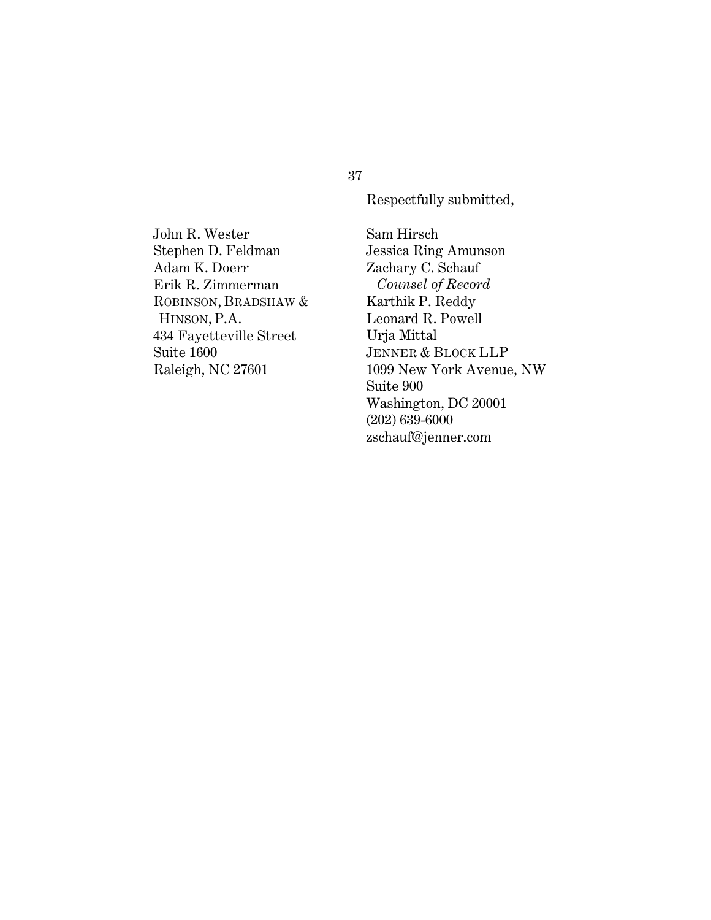Respectfully submitted,

John R. Wester
Stephen D. Feldman
Adam K. Doerr
Erik R. Zimmerman
ROBINSON, BRADSHAW & HINSON, P.A.
434 Fayetteville Street
Suite 1600
Raleigh, NC 27601

Sam Hirsch
Jessica Ring Amunson
Zachary C. Schauf
*Counsel of Record*
Karthik P. Reddy
Leonard R. Powell
Urja Mittal
JENNER & BLOCK LLP
1099 New York Avenue, NW
Suite 900
Washington, DC 20001
(202) 639-6000
zschauf@jenner.com